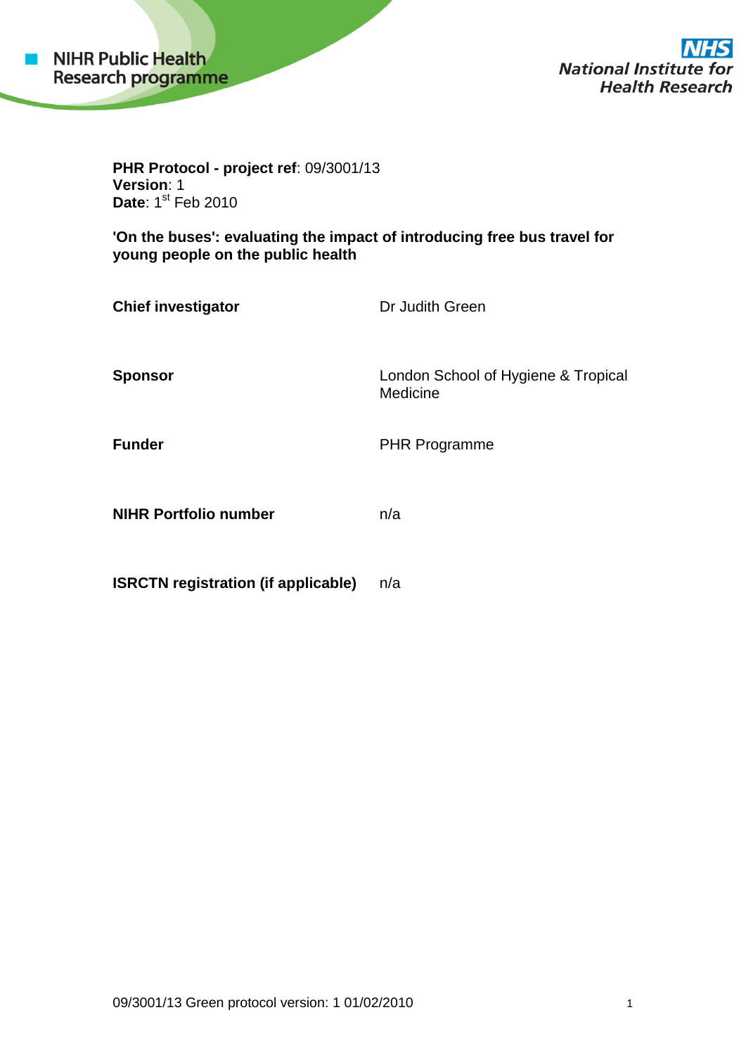NIHR Public Health Research programme

NHS National Institute for Health Research

**PHR Protocol - project ref**: 09/3001/13
**Version**: 1
**Date**: 1st Feb 2010

**'On the buses': evaluating the impact of introducing free bus travel for young people on the public health**

| | |
|---|---|
| **Chief investigator** | Dr Judith Green |
| **Sponsor** | London School of Hygiene & Tropical Medicine |
| **Funder** | PHR Programme |
| **NIHR Portfolio number** | n/a |
| **ISRCTN registration (if applicable)** | n/a |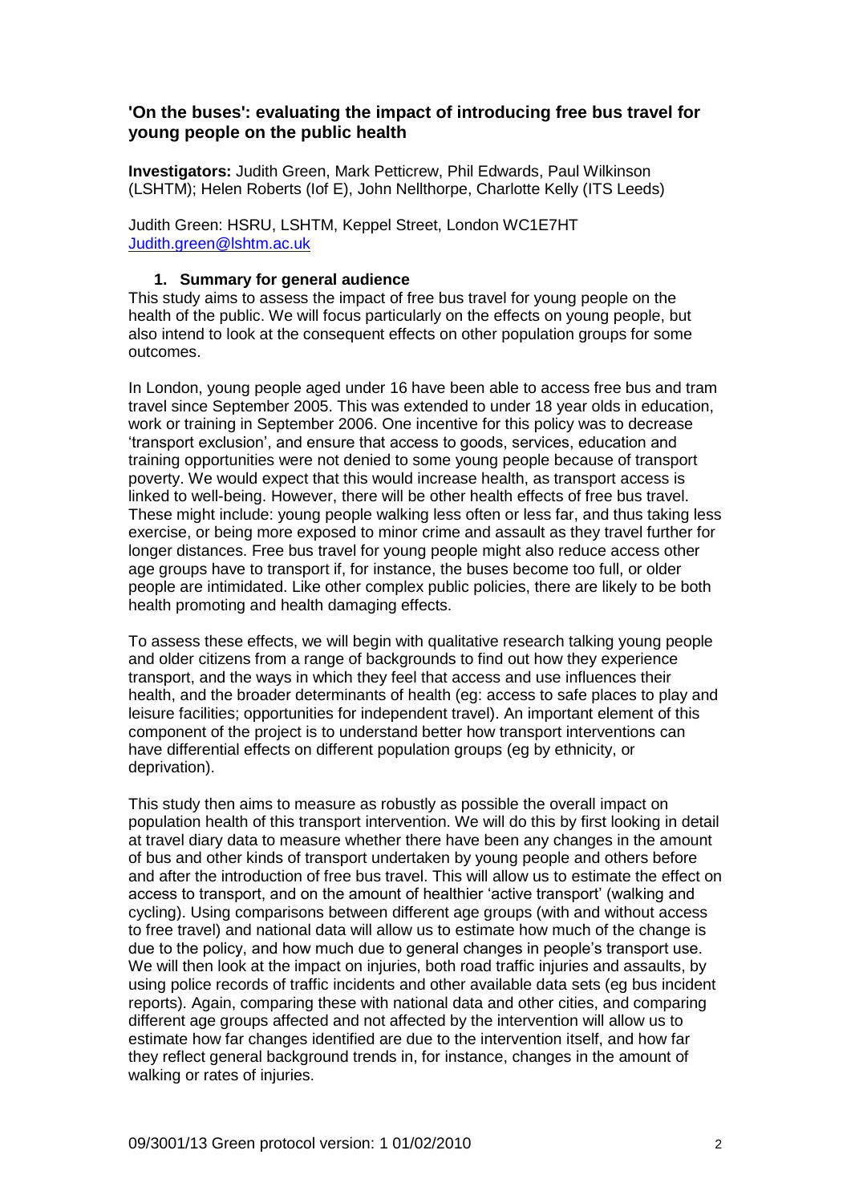## 'On the buses': evaluating the impact of introducing free bus travel for young people on the public health

**Investigators:** Judith Green, Mark Petticrew, Phil Edwards, Paul Wilkinson (LSHTM); Helen Roberts (IoI E), John Nellthorpe, Charlotte Kelly (ITS Leeds)

Judith Green: HSRU, LSHTM, Keppel Street, London WC1E7HT
Judith.green@lshtm.ac.uk

### 1. Summary for general audience

This study aims to assess the impact of free bus travel for young people on the health of the public. We will focus particularly on the effects on young people, but also intend to look at the consequent effects on other population groups for some outcomes.

In London, young people aged under 16 have been able to access free bus and tram travel since September 2005. This was extended to under 18 year olds in education, work or training in September 2006. One incentive for this policy was to decrease 'transport exclusion', and ensure that access to goods, services, education and training opportunities were not denied to some young people because of transport poverty. We would expect that this would increase health, as transport access is linked to well-being. However, there will be other health effects of free bus travel. These might include: young people walking less often or less far, and thus taking less exercise, or being more exposed to minor crime and assault as they travel further for longer distances. Free bus travel for young people might also reduce access other age groups have to transport if, for instance, the buses become too full, or older people are intimidated. Like other complex public policies, there are likely to be both health promoting and health damaging effects.

To assess these effects, we will begin with qualitative research talking young people and older citizens from a range of backgrounds to find out how they experience transport, and the ways in which they feel that access and use influences their health, and the broader determinants of health (eg: access to safe places to play and leisure facilities; opportunities for independent travel). An important element of this component of the project is to understand better how transport interventions can have differential effects on different population groups (eg by ethnicity, or deprivation).

This study then aims to measure as robustly as possible the overall impact on population health of this transport intervention. We will do this by first looking in detail at travel diary data to measure whether there have been any changes in the amount of bus and other kinds of transport undertaken by young people and others before and after the introduction of free bus travel. This will allow us to estimate the effect on access to transport, and on the amount of healthier 'active transport' (walking and cycling). Using comparisons between different age groups (with and without access to free travel) and national data will allow us to estimate how much of the change is due to the policy, and how much due to general changes in people's transport use. We will then look at the impact on injuries, both road traffic injuries and assaults, by using police records of traffic incidents and other available data sets (eg bus incident reports). Again, comparing these with national data and other cities, and comparing different age groups affected and not affected by the intervention will allow us to estimate how far changes identified are due to the intervention itself, and how far they reflect general background trends in, for instance, changes in the amount of walking or rates of injuries.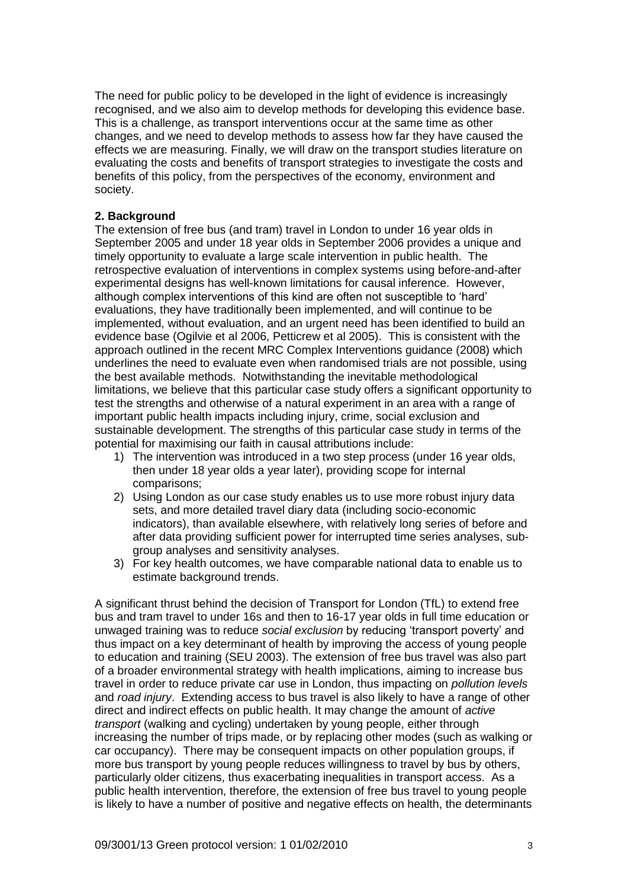The need for public policy to be developed in the light of evidence is increasingly recognised, and we also aim to develop methods for developing this evidence base. This is a challenge, as transport interventions occur at the same time as other changes, and we need to develop methods to assess how far they have caused the effects we are measuring. Finally, we will draw on the transport studies literature on evaluating the costs and benefits of transport strategies to investigate the costs and benefits of this policy, from the perspectives of the economy, environment and society.

**2. Background**

The extension of free bus (and tram) travel in London to under 16 year olds in September 2005 and under 18 year olds in September 2006 provides a unique and timely opportunity to evaluate a large scale intervention in public health. The retrospective evaluation of interventions in complex systems using before-and-after experimental designs has well-known limitations for causal inference. However, although complex interventions of this kind are often not susceptible to 'hard' evaluations, they have traditionally been implemented, and will continue to be implemented, without evaluation, and an urgent need has been identified to build an evidence base (Ogilvie et al 2006, Petticrew et al 2005). This is consistent with the approach outlined in the recent MRC Complex Interventions guidance (2008) which underlines the need to evaluate even when randomised trials are not possible, using the best available methods. Notwithstanding the inevitable methodological limitations, we believe that this particular case study offers a significant opportunity to test the strengths and otherwise of a natural experiment in an area with a range of important public health impacts including injury, crime, social exclusion and sustainable development. The strengths of this particular case study in terms of the potential for maximising our faith in causal attributions include:

1) The intervention was introduced in a two step process (under 16 year olds, then under 18 year olds a year later), providing scope for internal comparisons;
2) Using London as our case study enables us to use more robust injury data sets, and more detailed travel diary data (including socio-economic indicators), than available elsewhere, with relatively long series of before and after data providing sufficient power for interrupted time series analyses, sub-group analyses and sensitivity analyses.
3) For key health outcomes, we have comparable national data to enable us to estimate background trends.

A significant thrust behind the decision of Transport for London (TfL) to extend free bus and tram travel to under 16s and then to 16-17 year olds in full time education or unwaged training was to reduce *social exclusion* by reducing 'transport poverty' and thus impact on a key determinant of health by improving the access of young people to education and training (SEU 2003). The extension of free bus travel was also part of a broader environmental strategy with health implications, aiming to increase bus travel in order to reduce private car use in London, thus impacting on *pollution levels* and *road injury*. Extending access to bus travel is also likely to have a range of other direct and indirect effects on public health. It may change the amount of *active transport* (walking and cycling) undertaken by young people, either through increasing the number of trips made, or by replacing other modes (such as walking or car occupancy). There may be consequent impacts on other population groups, if more bus transport by young people reduces willingness to travel by bus by others, particularly older citizens, thus exacerbating inequalities in transport access. As a public health intervention, therefore, the extension of free bus travel to young people is likely to have a number of positive and negative effects on health, the determinants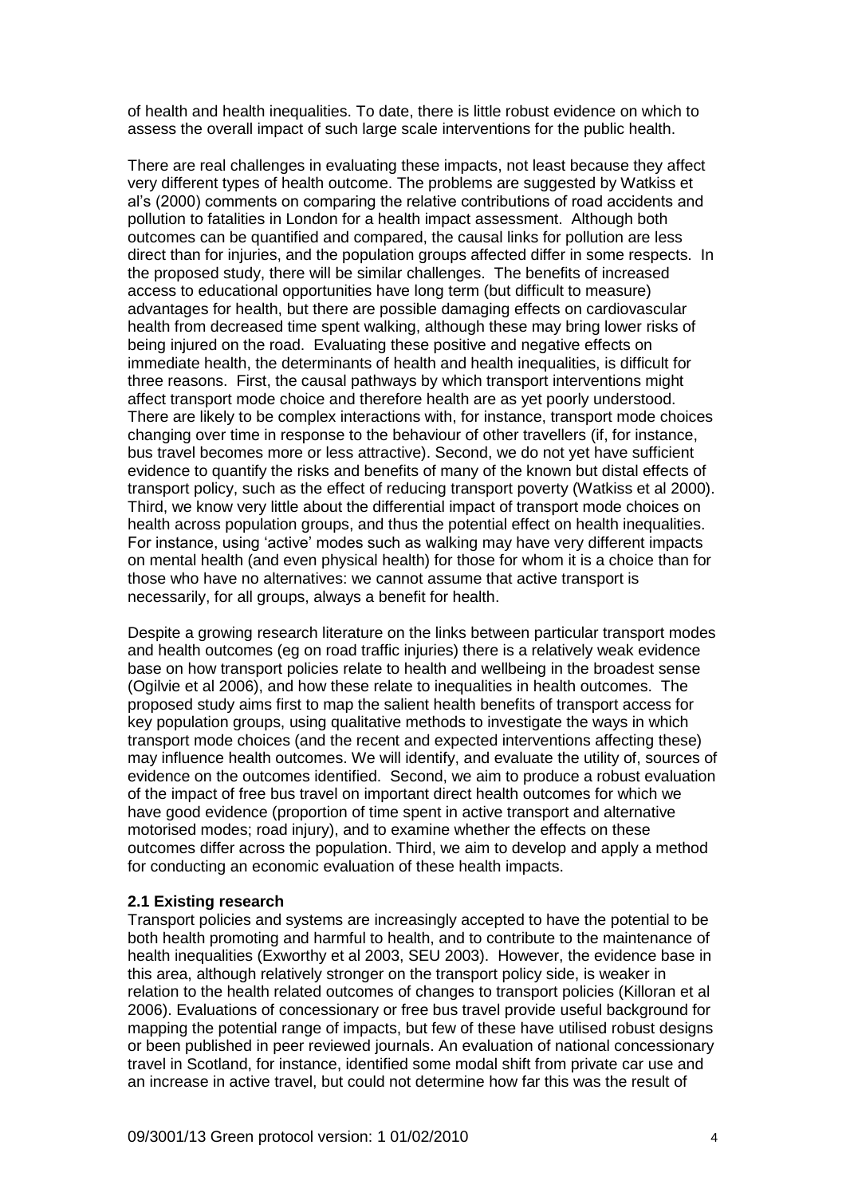of health and health inequalities. To date, there is little robust evidence on which to assess the overall impact of such large scale interventions for the public health.

There are real challenges in evaluating these impacts, not least because they affect very different types of health outcome. The problems are suggested by Watkiss et al's (2000) comments on comparing the relative contributions of road accidents and pollution to fatalities in London for a health impact assessment. Although both outcomes can be quantified and compared, the causal links for pollution are less direct than for injuries, and the population groups affected differ in some respects. In the proposed study, there will be similar challenges. The benefits of increased access to educational opportunities have long term (but difficult to measure) advantages for health, but there are possible damaging effects on cardiovascular health from decreased time spent walking, although these may bring lower risks of being injured on the road. Evaluating these positive and negative effects on immediate health, the determinants of health and health inequalities, is difficult for three reasons. First, the causal pathways by which transport interventions might affect transport mode choice and therefore health are as yet poorly understood. There are likely to be complex interactions with, for instance, transport mode choices changing over time in response to the behaviour of other travellers (if, for instance, bus travel becomes more or less attractive). Second, we do not yet have sufficient evidence to quantify the risks and benefits of many of the known but distal effects of transport policy, such as the effect of reducing transport poverty (Watkiss et al 2000). Third, we know very little about the differential impact of transport mode choices on health across population groups, and thus the potential effect on health inequalities. For instance, using 'active' modes such as walking may have very different impacts on mental health (and even physical health) for those for whom it is a choice than for those who have no alternatives: we cannot assume that active transport is necessarily, for all groups, always a benefit for health.

Despite a growing research literature on the links between particular transport modes and health outcomes (eg on road traffic injuries) there is a relatively weak evidence base on how transport policies relate to health and wellbeing in the broadest sense (Ogilvie et al 2006), and how these relate to inequalities in health outcomes. The proposed study aims first to map the salient health benefits of transport access for key population groups, using qualitative methods to investigate the ways in which transport mode choices (and the recent and expected interventions affecting these) may influence health outcomes. We will identify, and evaluate the utility of, sources of evidence on the outcomes identified. Second, we aim to produce a robust evaluation of the impact of free bus travel on important direct health outcomes for which we have good evidence (proportion of time spent in active transport and alternative motorised modes; road injury), and to examine whether the effects on these outcomes differ across the population. Third, we aim to develop and apply a method for conducting an economic evaluation of these health impacts.

### 2.1 Existing research

Transport policies and systems are increasingly accepted to have the potential to be both health promoting and harmful to health, and to contribute to the maintenance of health inequalities (Exworthy et al 2003, SEU 2003). However, the evidence base in this area, although relatively stronger on the transport policy side, is weaker in relation to the health related outcomes of changes to transport policies (Killoran et al 2006). Evaluations of concessionary or free bus travel provide useful background for mapping the potential range of impacts, but few of these have utilised robust designs or been published in peer reviewed journals. An evaluation of national concessionary travel in Scotland, for instance, identified some modal shift from private car use and an increase in active travel, but could not determine how far this was the result of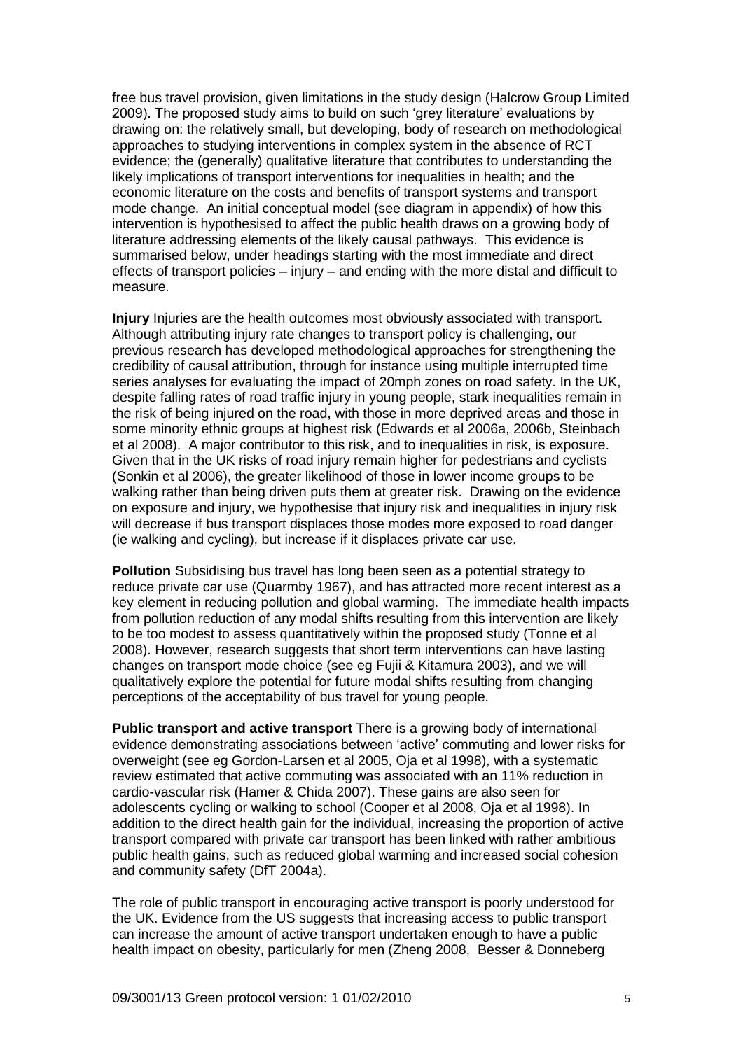free bus travel provision, given limitations in the study design (Halcrow Group Limited 2009). The proposed study aims to build on such 'grey literature' evaluations by drawing on: the relatively small, but developing, body of research on methodological approaches to studying interventions in complex system in the absence of RCT evidence; the (generally) qualitative literature that contributes to understanding the likely implications of transport interventions for inequalities in health; and the economic literature on the costs and benefits of transport systems and transport mode change. An initial conceptual model (see diagram in appendix) of how this intervention is hypothesised to affect the public health draws on a growing body of literature addressing elements of the likely causal pathways. This evidence is summarised below, under headings starting with the most immediate and direct effects of transport policies – injury – and ending with the more distal and difficult to measure.

**Injury** Injuries are the health outcomes most obviously associated with transport. Although attributing injury rate changes to transport policy is challenging, our previous research has developed methodological approaches for strengthening the credibility of causal attribution, through for instance using multiple interrupted time series analyses for evaluating the impact of 20mph zones on road safety. In the UK, despite falling rates of road traffic injury in young people, stark inequalities remain in the risk of being injured on the road, with those in more deprived areas and those in some minority ethnic groups at highest risk (Edwards et al 2006a, 2006b, Steinbach et al 2008). A major contributor to this risk, and to inequalities in risk, is exposure. Given that in the UK risks of road injury remain higher for pedestrians and cyclists (Sonkin et al 2006), the greater likelihood of those in lower income groups to be walking rather than being driven puts them at greater risk. Drawing on the evidence on exposure and injury, we hypothesise that injury risk and inequalities in injury risk will decrease if bus transport displaces those modes more exposed to road danger (ie walking and cycling), but increase if it displaces private car use.

**Pollution** Subsidising bus travel has long been seen as a potential strategy to reduce private car use (Quarmby 1967), and has attracted more recent interest as a key element in reducing pollution and global warming. The immediate health impacts from pollution reduction of any modal shifts resulting from this intervention are likely to be too modest to assess quantitatively within the proposed study (Tonne et al 2008). However, research suggests that short term interventions can have lasting changes on transport mode choice (see eg Fujii & Kitamura 2003), and we will qualitatively explore the potential for future modal shifts resulting from changing perceptions of the acceptability of bus travel for young people.

**Public transport and active transport** There is a growing body of international evidence demonstrating associations between 'active' commuting and lower risks for overweight (see eg Gordon-Larsen et al 2005, Oja et al 1998), with a systematic review estimated that active commuting was associated with an 11% reduction in cardio-vascular risk (Hamer & Chida 2007). These gains are also seen for adolescents cycling or walking to school (Cooper et al 2008, Oja et al 1998). In addition to the direct health gain for the individual, increasing the proportion of active transport compared with private car transport has been linked with rather ambitious public health gains, such as reduced global warming and increased social cohesion and community safety (DfT 2004a).

The role of public transport in encouraging active transport is poorly understood for the UK. Evidence from the US suggests that increasing access to public transport can increase the amount of active transport undertaken enough to have a public health impact on obesity, particularly for men (Zheng 2008, Besser & Donneberg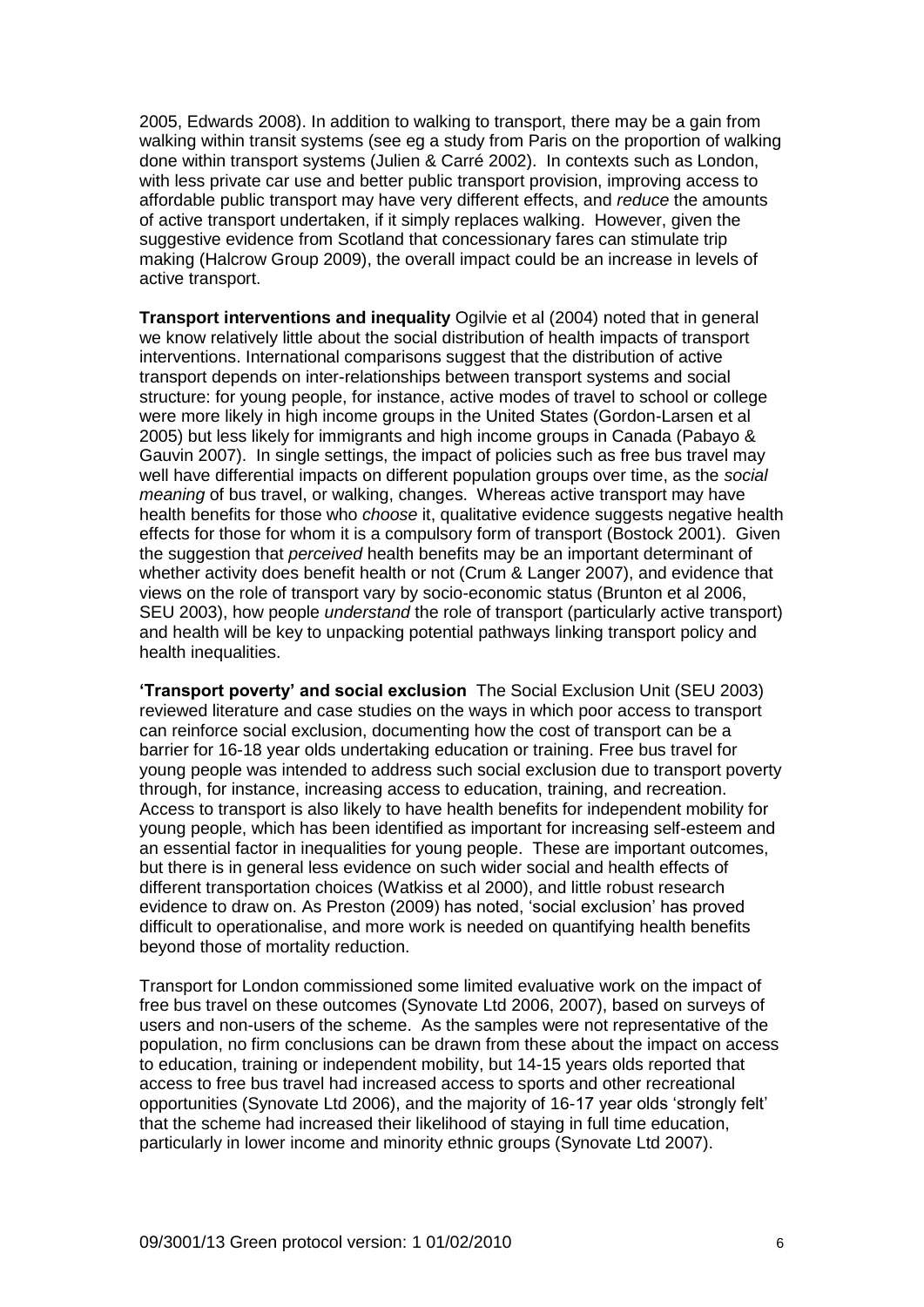2005, Edwards 2008). In addition to walking to transport, there may be a gain from walking within transit systems (see eg a study from Paris on the proportion of walking done within transport systems (Julien & Carré 2002). In contexts such as London, with less private car use and better public transport provision, improving access to affordable public transport may have very different effects, and *reduce* the amounts of active transport undertaken, if it simply replaces walking. However, given the suggestive evidence from Scotland that concessionary fares can stimulate trip making (Halcrow Group 2009), the overall impact could be an increase in levels of active transport.

**Transport interventions and inequality** Ogilvie et al (2004) noted that in general we know relatively little about the social distribution of health impacts of transport interventions. International comparisons suggest that the distribution of active transport depends on inter-relationships between transport systems and social structure: for young people, for instance, active modes of travel to school or college were more likely in high income groups in the United States (Gordon-Larsen et al 2005) but less likely for immigrants and high income groups in Canada (Pabayo & Gauvin 2007). In single settings, the impact of policies such as free bus travel may well have differential impacts on different population groups over time, as the *social meaning* of bus travel, or walking, changes. Whereas active transport may have health benefits for those who *choose* it, qualitative evidence suggests negative health effects for those for whom it is a compulsory form of transport (Bostock 2001). Given the suggestion that *perceived* health benefits may be an important determinant of whether activity does benefit health or not (Crum & Langer 2007), and evidence that views on the role of transport vary by socio-economic status (Brunton et al 2006, SEU 2003), how people *understand* the role of transport (particularly active transport) and health will be key to unpacking potential pathways linking transport policy and health inequalities.

**'Transport poverty' and social exclusion** The Social Exclusion Unit (SEU 2003) reviewed literature and case studies on the ways in which poor access to transport can reinforce social exclusion, documenting how the cost of transport can be a barrier for 16-18 year olds undertaking education or training. Free bus travel for young people was intended to address such social exclusion due to transport poverty through, for instance, increasing access to education, training, and recreation. Access to transport is also likely to have health benefits for independent mobility for young people, which has been identified as important for increasing self-esteem and an essential factor in inequalities for young people. These are important outcomes, but there is in general less evidence on such wider social and health effects of different transportation choices (Watkiss et al 2000), and little robust research evidence to draw on. As Preston (2009) has noted, 'social exclusion' has proved difficult to operationalise, and more work is needed on quantifying health benefits beyond those of mortality reduction.

Transport for London commissioned some limited evaluative work on the impact of free bus travel on these outcomes (Synovate Ltd 2006, 2007), based on surveys of users and non-users of the scheme. As the samples were not representative of the population, no firm conclusions can be drawn from these about the impact on access to education, training or independent mobility, but 14-15 years olds reported that access to free bus travel had increased access to sports and other recreational opportunities (Synovate Ltd 2006), and the majority of 16-17 year olds 'strongly felt' that the scheme had increased their likelihood of staying in full time education, particularly in lower income and minority ethnic groups (Synovate Ltd 2007).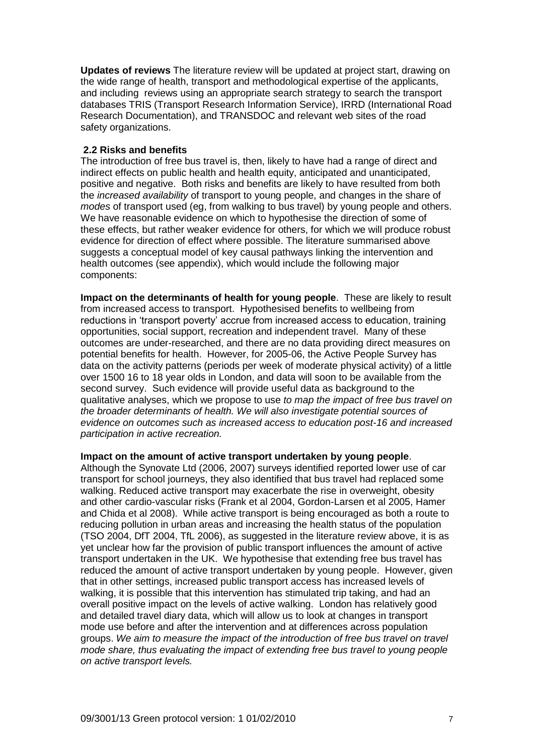**Updates of reviews** The literature review will be updated at project start, drawing on the wide range of health, transport and methodological expertise of the applicants, and including reviews using an appropriate search strategy to search the transport databases TRIS (Transport Research Information Service), IRRD (International Road Research Documentation), and TRANSDOC and relevant web sites of the road safety organizations.

## 2.2 Risks and benefits

The introduction of free bus travel is, then, likely to have had a range of direct and indirect effects on public health and health equity, anticipated and unanticipated, positive and negative. Both risks and benefits are likely to have resulted from both the *increased availability* of transport to young people, and changes in the share of *modes* of transport used (eg, from walking to bus travel) by young people and others. We have reasonable evidence on which to hypothesise the direction of some of these effects, but rather weaker evidence for others, for which we will produce robust evidence for direction of effect where possible. The literature summarised above suggests a conceptual model of key causal pathways linking the intervention and health outcomes (see appendix), which would include the following major components:

**Impact on the determinants of health for young people**. These are likely to result from increased access to transport. Hypothesised benefits to wellbeing from reductions in 'transport poverty' accrue from increased access to education, training opportunities, social support, recreation and independent travel. Many of these outcomes are under-researched, and there are no data providing direct measures on potential benefits for health. However, for 2005-06, the Active People Survey has data on the activity patterns (periods per week of moderate physical activity) of a little over 1500 16 to 18 year olds in London, and data will soon to be available from the second survey. Such evidence will provide useful data as background to the qualitative analyses, which we propose to use *to map the impact of free bus travel on the broader determinants of health. We will also investigate potential sources of evidence on outcomes such as increased access to education post-16 and increased participation in active recreation.*

**Impact on the amount of active transport undertaken by young people**. Although the Synovate Ltd (2006, 2007) surveys identified reported lower use of car transport for school journeys, they also identified that bus travel had replaced some walking. Reduced active transport may exacerbate the rise in overweight, obesity and other cardio-vascular risks (Frank et al 2004, Gordon-Larsen et al 2005, Hamer and Chida et al 2008). While active transport is being encouraged as both a route to reducing pollution in urban areas and increasing the health status of the population (TSO 2004, DfT 2004, TfL 2006), as suggested in the literature review above, it is as yet unclear how far the provision of public transport influences the amount of active transport undertaken in the UK. We hypothesise that extending free bus travel has reduced the amount of active transport undertaken by young people. However, given that in other settings, increased public transport access has increased levels of walking, it is possible that this intervention has stimulated trip taking, and had an overall positive impact on the levels of active walking. London has relatively good and detailed travel diary data, which will allow us to look at changes in transport mode use before and after the intervention and at differences across population groups. *We aim to measure the impact of the introduction of free bus travel on travel mode share, thus evaluating the impact of extending free bus travel to young people on active transport levels.*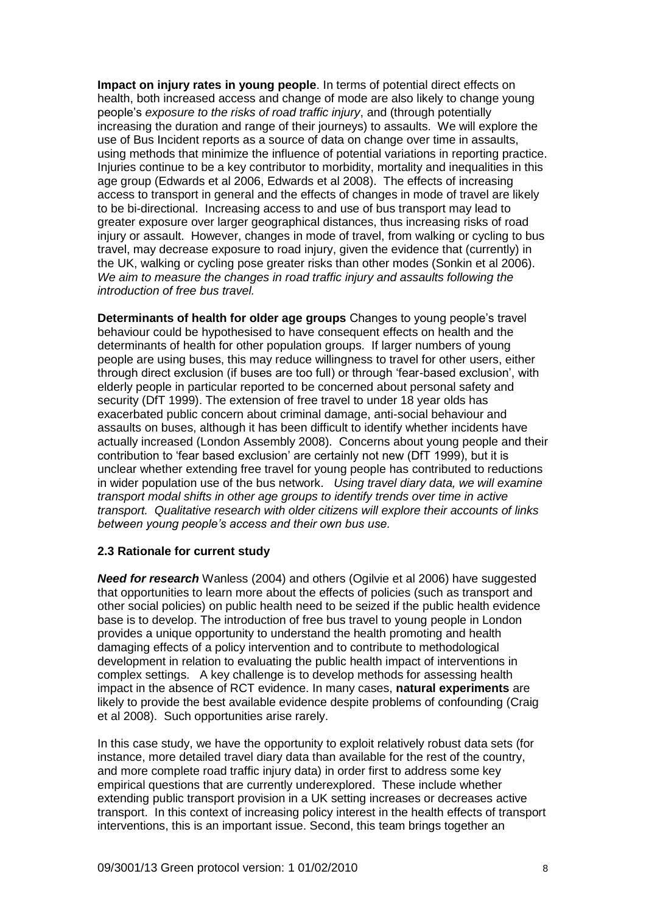**Impact on injury rates in young people**. In terms of potential direct effects on health, both increased access and change of mode are also likely to change young people's *exposure to the risks of road traffic injury*, and (through potentially increasing the duration and range of their journeys) to assaults. We will explore the use of Bus Incident reports as a source of data on change over time in assaults, using methods that minimize the influence of potential variations in reporting practice. Injuries continue to be a key contributor to morbidity, mortality and inequalities in this age group (Edwards et al 2006, Edwards et al 2008). The effects of increasing access to transport in general and the effects of changes in mode of travel are likely to be bi-directional. Increasing access to and use of bus transport may lead to greater exposure over larger geographical distances, thus increasing risks of road injury or assault. However, changes in mode of travel, from walking or cycling to bus travel, may decrease exposure to road injury, given the evidence that (currently) in the UK, walking or cycling pose greater risks than other modes (Sonkin et al 2006). *We aim to measure the changes in road traffic injury and assaults following the introduction of free bus travel.*

**Determinants of health for older age groups** Changes to young people's travel behaviour could be hypothesised to have consequent effects on health and the determinants of health for other population groups. If larger numbers of young people are using buses, this may reduce willingness to travel for other users, either through direct exclusion (if buses are too full) or through 'fear-based exclusion', with elderly people in particular reported to be concerned about personal safety and security (DfT 1999). The extension of free travel to under 18 year olds has exacerbated public concern about criminal damage, anti-social behaviour and assaults on buses, although it has been difficult to identify whether incidents have actually increased (London Assembly 2008). Concerns about young people and their contribution to 'fear based exclusion' are certainly not new (DfT 1999), but it is unclear whether extending free travel for young people has contributed to reductions in wider population use of the bus network. *Using travel diary data, we will examine transport modal shifts in other age groups to identify trends over time in active transport. Qualitative research with older citizens will explore their accounts of links between young people's access and their own bus use.*

### 2.3 Rationale for current study

***Need for research*** Wanless (2004) and others (Ogilvie et al 2006) have suggested that opportunities to learn more about the effects of policies (such as transport and other social policies) on public health need to be seized if the public health evidence base is to develop. The introduction of free bus travel to young people in London provides a unique opportunity to understand the health promoting and health damaging effects of a policy intervention and to contribute to methodological development in relation to evaluating the public health impact of interventions in complex settings. A key challenge is to develop methods for assessing health impact in the absence of RCT evidence. In many cases, **natural experiments** are likely to provide the best available evidence despite problems of confounding (Craig et al 2008). Such opportunities arise rarely.

In this case study, we have the opportunity to exploit relatively robust data sets (for instance, more detailed travel diary data than available for the rest of the country, and more complete road traffic injury data) in order first to address some key empirical questions that are currently underexplored. These include whether extending public transport provision in a UK setting increases or decreases active transport. In this context of increasing policy interest in the health effects of transport interventions, this is an important issue. Second, this team brings together an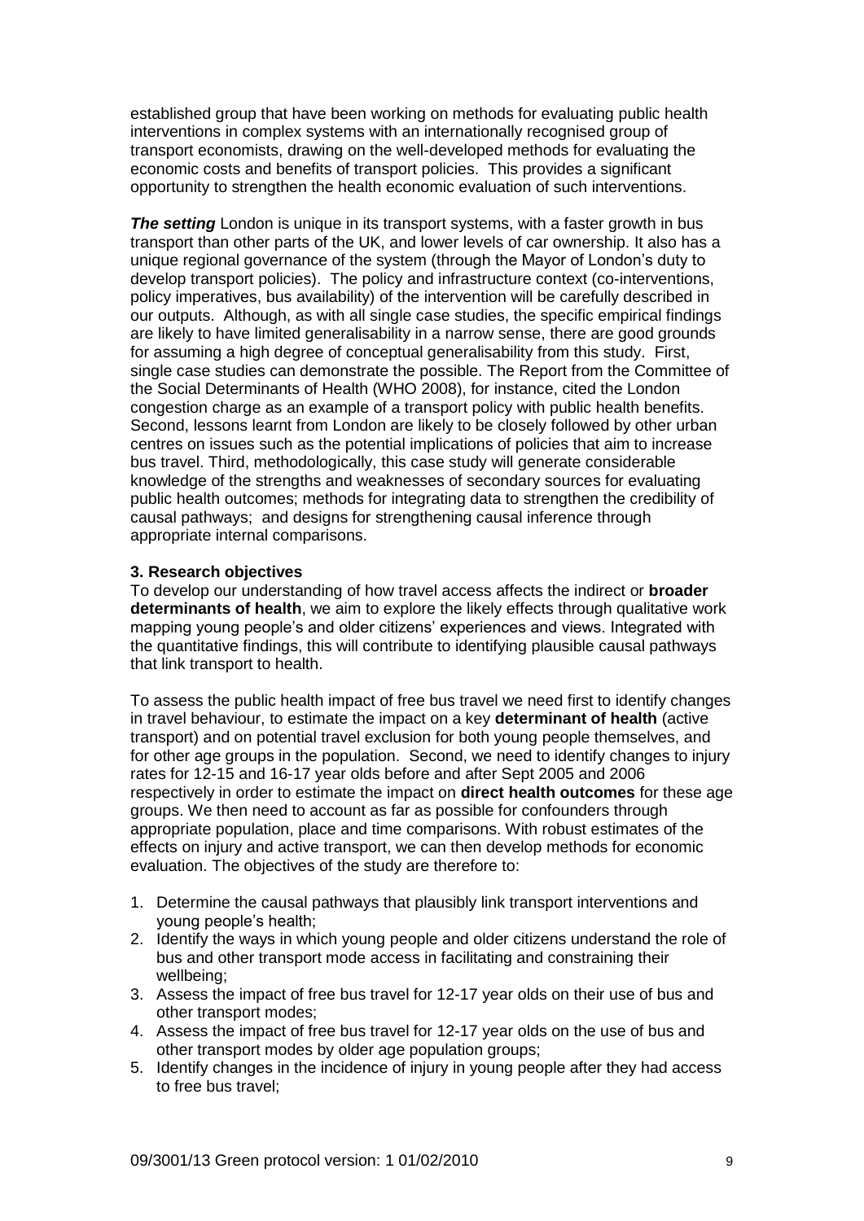established group that have been working on methods for evaluating public health interventions in complex systems with an internationally recognised group of transport economists, drawing on the well-developed methods for evaluating the economic costs and benefits of transport policies. This provides a significant opportunity to strengthen the health economic evaluation of such interventions.

***The setting*** London is unique in its transport systems, with a faster growth in bus transport than other parts of the UK, and lower levels of car ownership. It also has a unique regional governance of the system (through the Mayor of London's duty to develop transport policies). The policy and infrastructure context (co-interventions, policy imperatives, bus availability) of the intervention will be carefully described in our outputs. Although, as with all single case studies, the specific empirical findings are likely to have limited generalisability in a narrow sense, there are good grounds for assuming a high degree of conceptual generalisability from this study. First, single case studies can demonstrate the possible. The Report from the Committee of the Social Determinants of Health (WHO 2008), for instance, cited the London congestion charge as an example of a transport policy with public health benefits. Second, lessons learnt from London are likely to be closely followed by other urban centres on issues such as the potential implications of policies that aim to increase bus travel. Third, methodologically, this case study will generate considerable knowledge of the strengths and weaknesses of secondary sources for evaluating public health outcomes; methods for integrating data to strengthen the credibility of causal pathways; and designs for strengthening causal inference through appropriate internal comparisons.

### 3. Research objectives

To develop our understanding of how travel access affects the indirect or **broader determinants of health**, we aim to explore the likely effects through qualitative work mapping young people's and older citizens' experiences and views. Integrated with the quantitative findings, this will contribute to identifying plausible causal pathways that link transport to health.

To assess the public health impact of free bus travel we need first to identify changes in travel behaviour, to estimate the impact on a key **determinant of health** (active transport) and on potential travel exclusion for both young people themselves, and for other age groups in the population. Second, we need to identify changes to injury rates for 12-15 and 16-17 year olds before and after Sept 2005 and 2006 respectively in order to estimate the impact on **direct health outcomes** for these age groups. We then need to account as far as possible for confounders through appropriate population, place and time comparisons. With robust estimates of the effects on injury and active transport, we can then develop methods for economic evaluation. The objectives of the study are therefore to:

1. Determine the causal pathways that plausibly link transport interventions and young people's health;
2. Identify the ways in which young people and older citizens understand the role of bus and other transport mode access in facilitating and constraining their wellbeing;
3. Assess the impact of free bus travel for 12-17 year olds on their use of bus and other transport modes;
4. Assess the impact of free bus travel for 12-17 year olds on the use of bus and other transport modes by older age population groups;
5. Identify changes in the incidence of injury in young people after they had access to free bus travel;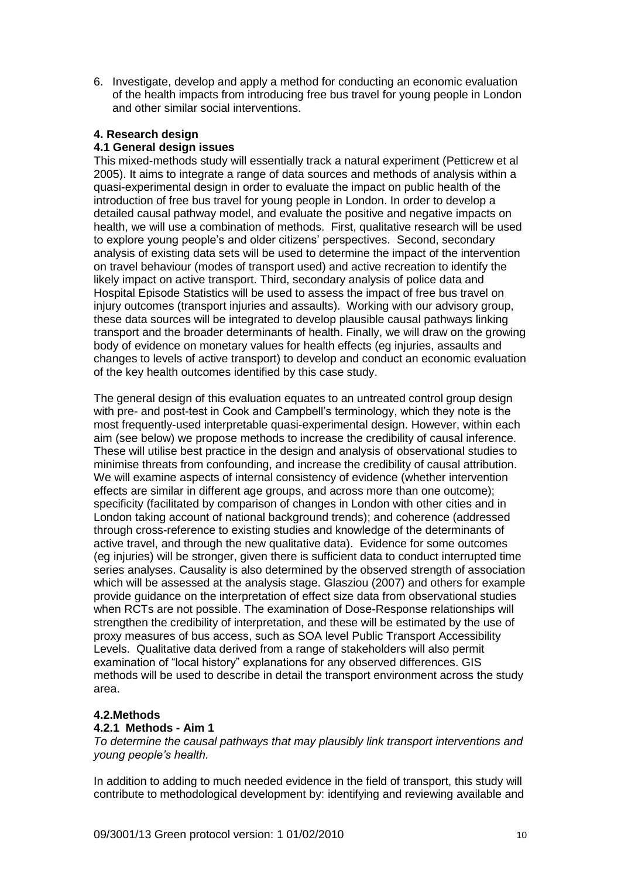6. Investigate, develop and apply a method for conducting an economic evaluation of the health impacts from introducing free bus travel for young people in London and other similar social interventions.

## 4. Research design

### 4.1 General design issues

This mixed-methods study will essentially track a natural experiment (Petticrew et al 2005). It aims to integrate a range of data sources and methods of analysis within a quasi-experimental design in order to evaluate the impact on public health of the introduction of free bus travel for young people in London. In order to develop a detailed causal pathway model, and evaluate the positive and negative impacts on health, we will use a combination of methods. First, qualitative research will be used to explore young people's and older citizens' perspectives. Second, secondary analysis of existing data sets will be used to determine the impact of the intervention on travel behaviour (modes of transport used) and active recreation to identify the likely impact on active transport. Third, secondary analysis of police data and Hospital Episode Statistics will be used to assess the impact of free bus travel on injury outcomes (transport injuries and assaults). Working with our advisory group, these data sources will be integrated to develop plausible causal pathways linking transport and the broader determinants of health. Finally, we will draw on the growing body of evidence on monetary values for health effects (eg injuries, assaults and changes to levels of active transport) to develop and conduct an economic evaluation of the key health outcomes identified by this case study.

The general design of this evaluation equates to an untreated control group design with pre- and post-test in Cook and Campbell's terminology, which they note is the most frequently-used interpretable quasi-experimental design. However, within each aim (see below) we propose methods to increase the credibility of causal inference. These will utilise best practice in the design and analysis of observational studies to minimise threats from confounding, and increase the credibility of causal attribution. We will examine aspects of internal consistency of evidence (whether intervention effects are similar in different age groups, and across more than one outcome); specificity (facilitated by comparison of changes in London with other cities and in London taking account of national background trends); and coherence (addressed through cross-reference to existing studies and knowledge of the determinants of active travel, and through the new qualitative data). Evidence for some outcomes (eg injuries) will be stronger, given there is sufficient data to conduct interrupted time series analyses. Causality is also determined by the observed strength of association which will be assessed at the analysis stage. Glasziou (2007) and others for example provide guidance on the interpretation of effect size data from observational studies when RCTs are not possible. The examination of Dose-Response relationships will strengthen the credibility of interpretation, and these will be estimated by the use of proxy measures of bus access, such as SOA level Public Transport Accessibility Levels. Qualitative data derived from a range of stakeholders will also permit examination of "local history" explanations for any observed differences. GIS methods will be used to describe in detail the transport environment across the study area.

### 4.2.Methods

#### 4.2.1 Methods - Aim 1

*To determine the causal pathways that may plausibly link transport interventions and young people's health.*

In addition to adding to much needed evidence in the field of transport, this study will contribute to methodological development by: identifying and reviewing available and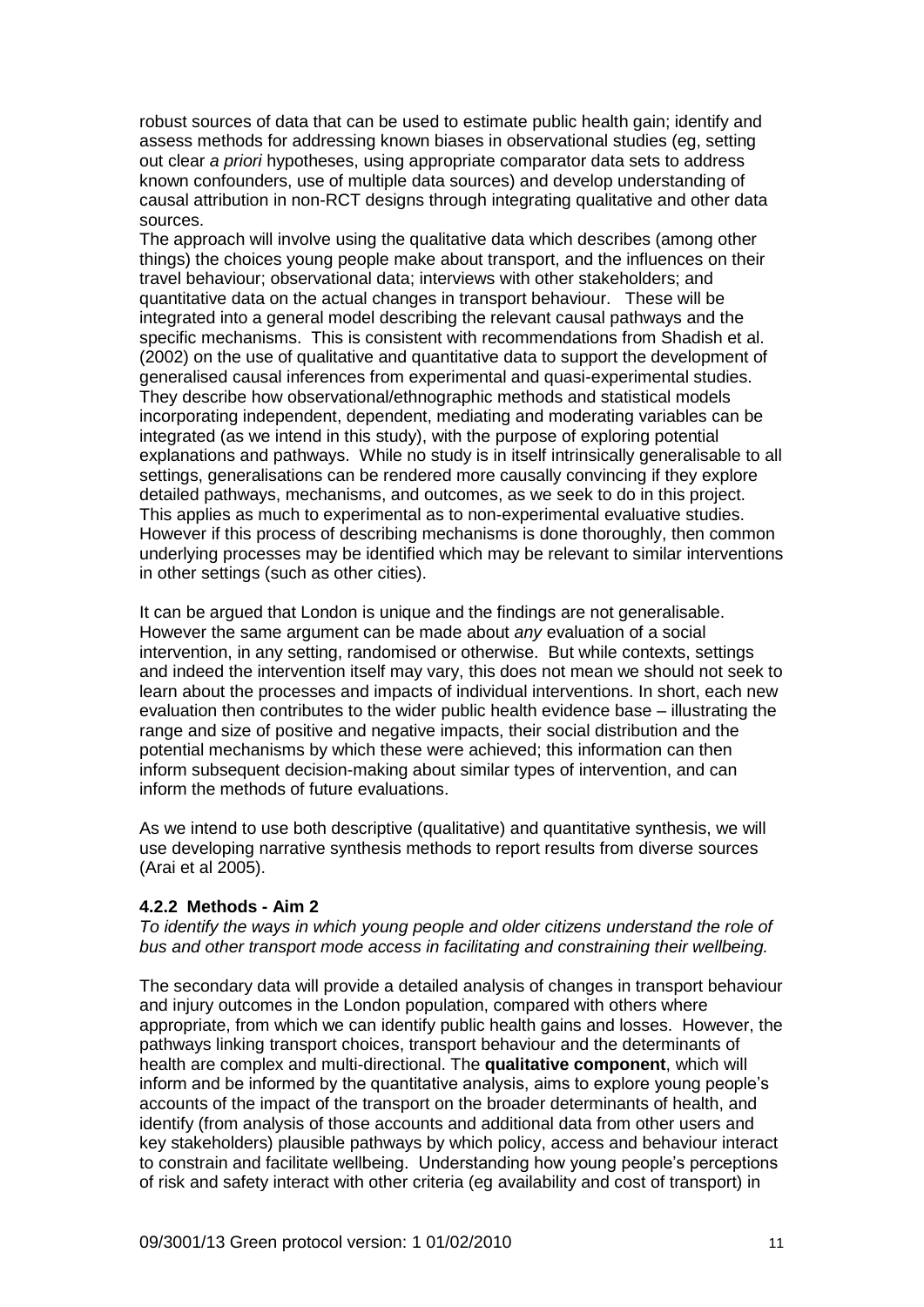robust sources of data that can be used to estimate public health gain; identify and assess methods for addressing known biases in observational studies (eg, setting out clear *a priori* hypotheses, using appropriate comparator data sets to address known confounders, use of multiple data sources) and develop understanding of causal attribution in non-RCT designs through integrating qualitative and other data sources.

The approach will involve using the qualitative data which describes (among other things) the choices young people make about transport, and the influences on their travel behaviour; observational data; interviews with other stakeholders; and quantitative data on the actual changes in transport behaviour. These will be integrated into a general model describing the relevant causal pathways and the specific mechanisms. This is consistent with recommendations from Shadish et al. (2002) on the use of qualitative and quantitative data to support the development of generalised causal inferences from experimental and quasi-experimental studies. They describe how observational/ethnographic methods and statistical models incorporating independent, dependent, mediating and moderating variables can be integrated (as we intend in this study), with the purpose of exploring potential explanations and pathways. While no study is in itself intrinsically generalisable to all settings, generalisations can be rendered more causally convincing if they explore detailed pathways, mechanisms, and outcomes, as we seek to do in this project. This applies as much to experimental as to non-experimental evaluative studies. However if this process of describing mechanisms is done thoroughly, then common underlying processes may be identified which may be relevant to similar interventions in other settings (such as other cities).

It can be argued that London is unique and the findings are not generalisable. However the same argument can be made about *any* evaluation of a social intervention, in any setting, randomised or otherwise. But while contexts, settings and indeed the intervention itself may vary, this does not mean we should not seek to learn about the processes and impacts of individual interventions. In short, each new evaluation then contributes to the wider public health evidence base – illustrating the range and size of positive and negative impacts, their social distribution and the potential mechanisms by which these were achieved; this information can then inform subsequent decision-making about similar types of intervention, and can inform the methods of future evaluations.

As we intend to use both descriptive (qualitative) and quantitative synthesis, we will use developing narrative synthesis methods to report results from diverse sources (Arai et al 2005).

#### 4.2.2 Methods - Aim 2

*To identify the ways in which young people and older citizens understand the role of bus and other transport mode access in facilitating and constraining their wellbeing.*

The secondary data will provide a detailed analysis of changes in transport behaviour and injury outcomes in the London population, compared with others where appropriate, from which we can identify public health gains and losses. However, the pathways linking transport choices, transport behaviour and the determinants of health are complex and multi-directional. The **qualitative component**, which will inform and be informed by the quantitative analysis, aims to explore young people's accounts of the impact of the transport on the broader determinants of health, and identify (from analysis of those accounts and additional data from other users and key stakeholders) plausible pathways by which policy, access and behaviour interact to constrain and facilitate wellbeing. Understanding how young people's perceptions of risk and safety interact with other criteria (eg availability and cost of transport) in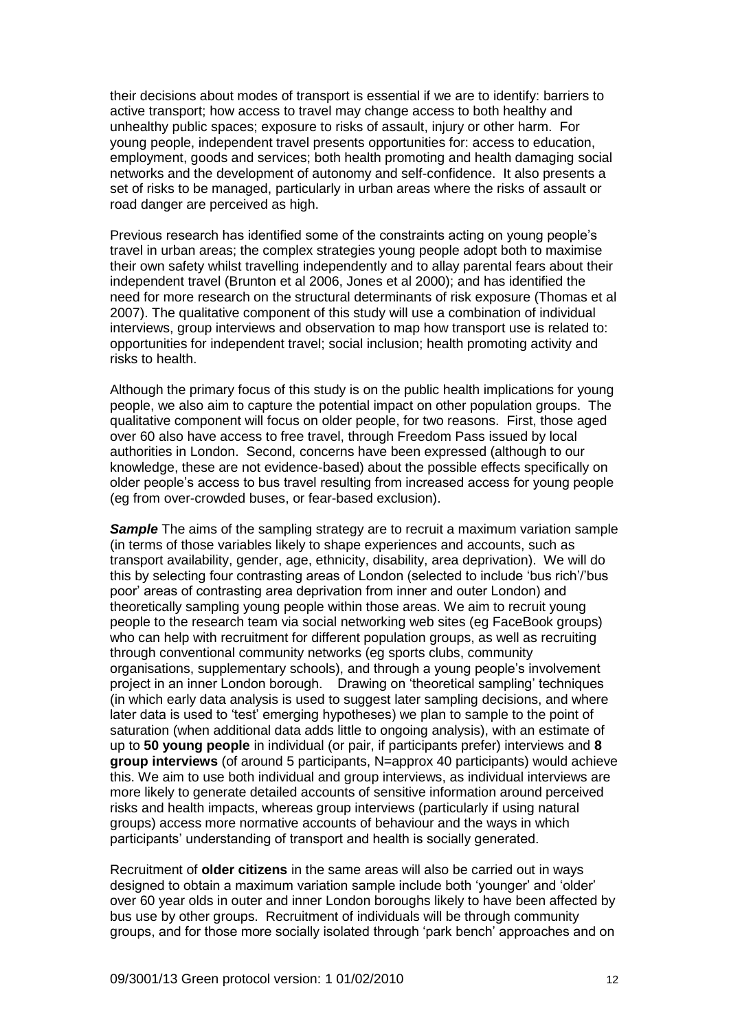their decisions about modes of transport is essential if we are to identify: barriers to active transport; how access to travel may change access to both healthy and unhealthy public spaces; exposure to risks of assault, injury or other harm. For young people, independent travel presents opportunities for: access to education, employment, goods and services; both health promoting and health damaging social networks and the development of autonomy and self-confidence. It also presents a set of risks to be managed, particularly in urban areas where the risks of assault or road danger are perceived as high.

Previous research has identified some of the constraints acting on young people's travel in urban areas; the complex strategies young people adopt both to maximise their own safety whilst travelling independently and to allay parental fears about their independent travel (Brunton et al 2006, Jones et al 2000); and has identified the need for more research on the structural determinants of risk exposure (Thomas et al 2007). The qualitative component of this study will use a combination of individual interviews, group interviews and observation to map how transport use is related to: opportunities for independent travel; social inclusion; health promoting activity and risks to health.

Although the primary focus of this study is on the public health implications for young people, we also aim to capture the potential impact on other population groups. The qualitative component will focus on older people, for two reasons. First, those aged over 60 also have access to free travel, through Freedom Pass issued by local authorities in London. Second, concerns have been expressed (although to our knowledge, these are not evidence-based) about the possible effects specifically on older people's access to bus travel resulting from increased access for young people (eg from over-crowded buses, or fear-based exclusion).

***Sample*** The aims of the sampling strategy are to recruit a maximum variation sample (in terms of those variables likely to shape experiences and accounts, such as transport availability, gender, age, ethnicity, disability, area deprivation). We will do this by selecting four contrasting areas of London (selected to include 'bus rich'/'bus poor' areas of contrasting area deprivation from inner and outer London) and theoretically sampling young people within those areas. We aim to recruit young people to the research team via social networking web sites (eg FaceBook groups) who can help with recruitment for different population groups, as well as recruiting through conventional community networks (eg sports clubs, community organisations, supplementary schools), and through a young people's involvement project in an inner London borough. Drawing on 'theoretical sampling' techniques (in which early data analysis is used to suggest later sampling decisions, and where later data is used to 'test' emerging hypotheses) we plan to sample to the point of saturation (when additional data adds little to ongoing analysis), with an estimate of up to **50 young people** in individual (or pair, if participants prefer) interviews and **8 group interviews** (of around 5 participants, N=approx 40 participants) would achieve this. We aim to use both individual and group interviews, as individual interviews are more likely to generate detailed accounts of sensitive information around perceived risks and health impacts, whereas group interviews (particularly if using natural groups) access more normative accounts of behaviour and the ways in which participants' understanding of transport and health is socially generated.

Recruitment of **older citizens** in the same areas will also be carried out in ways designed to obtain a maximum variation sample include both 'younger' and 'older' over 60 year olds in outer and inner London boroughs likely to have been affected by bus use by other groups. Recruitment of individuals will be through community groups, and for those more socially isolated through 'park bench' approaches and on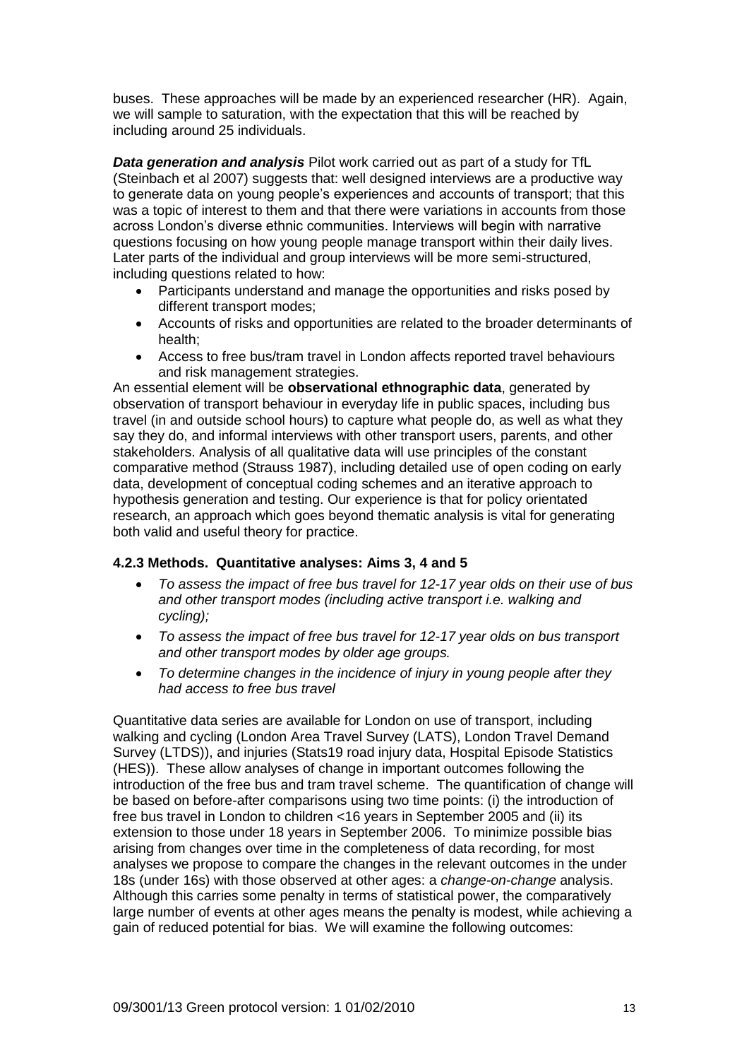buses. These approaches will be made by an experienced researcher (HR). Again, we will sample to saturation, with the expectation that this will be reached by including around 25 individuals.

***Data generation and analysis*** Pilot work carried out as part of a study for TfL (Steinbach et al 2007) suggests that: well designed interviews are a productive way to generate data on young people's experiences and accounts of transport; that this was a topic of interest to them and that there were variations in accounts from those across London's diverse ethnic communities. Interviews will begin with narrative questions focusing on how young people manage transport within their daily lives. Later parts of the individual and group interviews will be more semi-structured, including questions related to how:

- Participants understand and manage the opportunities and risks posed by different transport modes;
- Accounts of risks and opportunities are related to the broader determinants of health;
- Access to free bus/tram travel in London affects reported travel behaviours and risk management strategies.

An essential element will be **observational ethnographic data**, generated by observation of transport behaviour in everyday life in public spaces, including bus travel (in and outside school hours) to capture what people do, as well as what they say they do, and informal interviews with other transport users, parents, and other stakeholders. Analysis of all qualitative data will use principles of the constant comparative method (Strauss 1987), including detailed use of open coding on early data, development of conceptual coding schemes and an iterative approach to hypothesis generation and testing. Our experience is that for policy orientated research, an approach which goes beyond thematic analysis is vital for generating both valid and useful theory for practice.

### 4.2.3 Methods. Quantitative analyses: Aims 3, 4 and 5

- *To assess the impact of free bus travel for 12-17 year olds on their use of bus and other transport modes (including active transport i.e. walking and cycling);*
- *To assess the impact of free bus travel for 12-17 year olds on bus transport and other transport modes by older age groups.*
- *To determine changes in the incidence of injury in young people after they had access to free bus travel*

Quantitative data series are available for London on use of transport, including walking and cycling (London Area Travel Survey (LATS), London Travel Demand Survey (LTDS)), and injuries (Stats19 road injury data, Hospital Episode Statistics (HES)). These allow analyses of change in important outcomes following the introduction of the free bus and tram travel scheme. The quantification of change will be based on before-after comparisons using two time points: (i) the introduction of free bus travel in London to children <16 years in September 2005 and (ii) its extension to those under 18 years in September 2006. To minimize possible bias arising from changes over time in the completeness of data recording, for most analyses we propose to compare the changes in the relevant outcomes in the under 18s (under 16s) with those observed at other ages: a *change-on-change* analysis. Although this carries some penalty in terms of statistical power, the comparatively large number of events at other ages means the penalty is modest, while achieving a gain of reduced potential for bias. We will examine the following outcomes: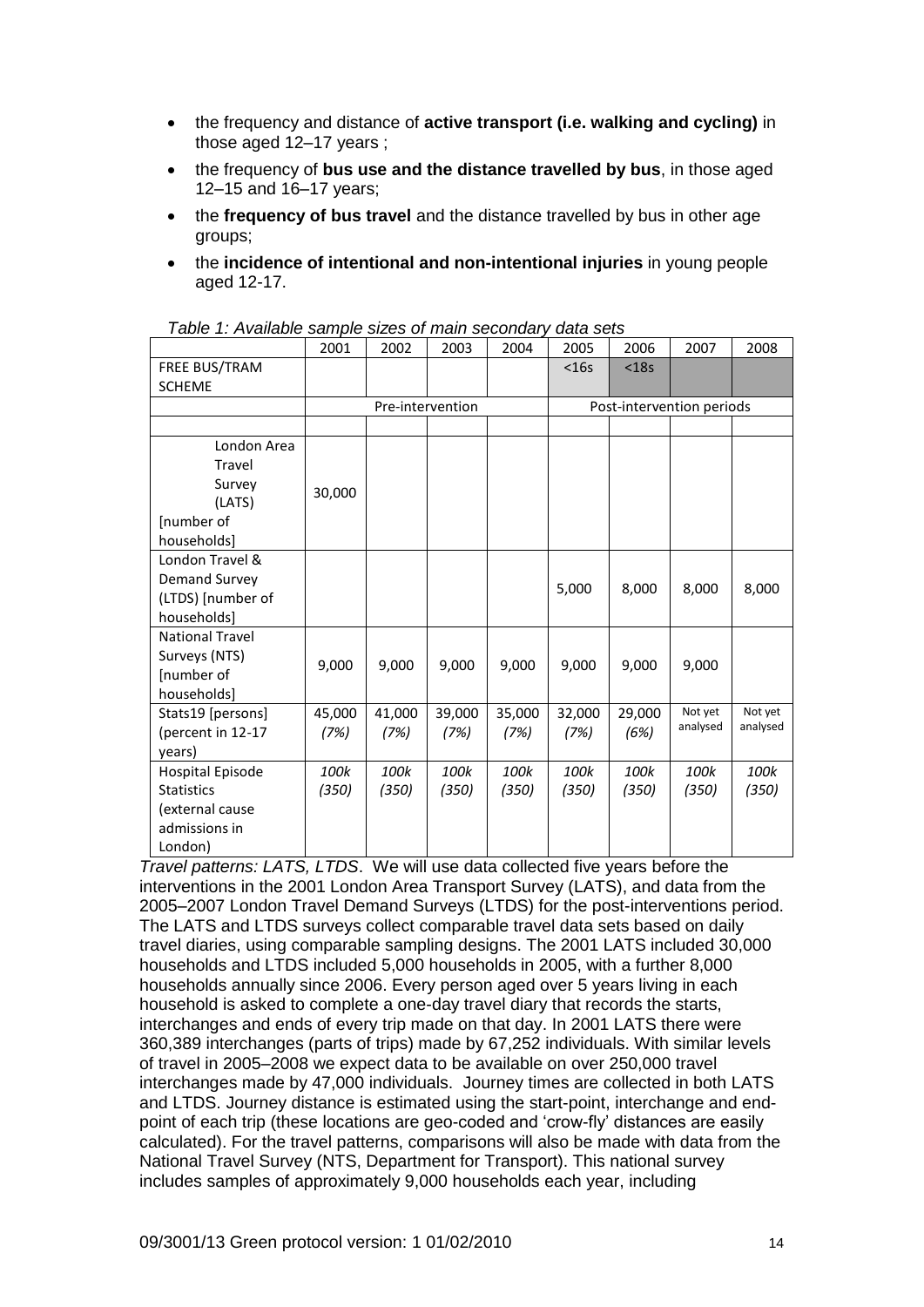- the frequency and distance of **active transport (i.e. walking and cycling)** in those aged 12–17 years ;
- the frequency of **bus use and the distance travelled by bus**, in those aged 12–15 and 16–17 years;
- the **frequency of bus travel** and the distance travelled by bus in other age groups;
- the **incidence of intentional and non-intentional injuries** in young people aged 12-17.

*Table 1: Available sample sizes of main secondary data sets*

| | 2001 | 2002 | 2003 | 2004 | 2005 | 2006 | 2007 | 2008 |
|---|---|---|---|---|---|---|---|---|
| FREE BUS/TRAM SCHEME | | | | | <16s | <18s | | |
| | Pre-intervention | | | | Post-intervention periods | | | |
| | | | | | | | | |
| London Area Travel Survey (LATS) [number of households] | 30,000 | | | | | | | |
| London Travel & Demand Survey (LTDS) [number of households] | | | | | 5,000 | 8,000 | 8,000 | 8,000 |
| National Travel Surveys (NTS) [number of households] | 9,000 | 9,000 | 9,000 | 9,000 | 9,000 | 9,000 | 9,000 | |
| Stats19 [persons] (percent in 12-17 years) | 45,000 *(7%)* | 41,000 *(7%)* | 39,000 *(7%)* | 35,000 *(7%)* | 32,000 *(7%)* | 29,000 *(6%)* | Not yet analysed | Not yet analysed |
| Hospital Episode Statistics (external cause admissions in London) | *100k (350)* | *100k (350)* | *100k (350)* | *100k (350)* | *100k (350)* | *100k (350)* | *100k (350)* | *100k (350)* |

*Travel patterns: LATS, LTDS*. We will use data collected five years before the interventions in the 2001 London Area Transport Survey (LATS), and data from the 2005–2007 London Travel Demand Surveys (LTDS) for the post-interventions period. The LATS and LTDS surveys collect comparable travel data sets based on daily travel diaries, using comparable sampling designs. The 2001 LATS included 30,000 households and LTDS included 5,000 households in 2005, with a further 8,000 households annually since 2006. Every person aged over 5 years living in each household is asked to complete a one-day travel diary that records the starts, interchanges and ends of every trip made on that day. In 2001 LATS there were 360,389 interchanges (parts of trips) made by 67,252 individuals. With similar levels of travel in 2005–2008 we expect data to be available on over 250,000 travel interchanges made by 47,000 individuals. Journey times are collected in both LATS and LTDS. Journey distance is estimated using the start-point, interchange and end-point of each trip (these locations are geo-coded and 'crow-fly' distances are easily calculated). For the travel patterns, comparisons will also be made with data from the National Travel Survey (NTS, Department for Transport). This national survey includes samples of approximately 9,000 households each year, including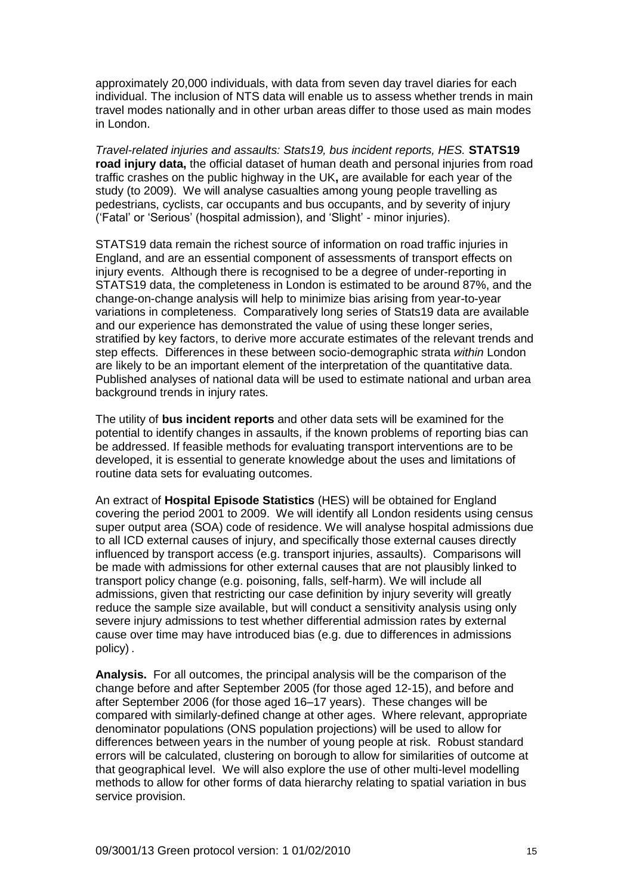approximately 20,000 individuals, with data from seven day travel diaries for each individual. The inclusion of NTS data will enable us to assess whether trends in main travel modes nationally and in other urban areas differ to those used as main modes in London.

*Travel-related injuries and assaults: Stats19, bus incident reports, HES.* **STATS19 road injury data,** the official dataset of human death and personal injuries from road traffic crashes on the public highway in the UK**,** are available for each year of the study (to 2009). We will analyse casualties among young people travelling as pedestrians, cyclists, car occupants and bus occupants, and by severity of injury ('Fatal' or 'Serious' (hospital admission), and 'Slight' - minor injuries).

STATS19 data remain the richest source of information on road traffic injuries in England, and are an essential component of assessments of transport effects on injury events. Although there is recognised to be a degree of under-reporting in STATS19 data, the completeness in London is estimated to be around 87%, and the change-on-change analysis will help to minimize bias arising from year-to-year variations in completeness. Comparatively long series of Stats19 data are available and our experience has demonstrated the value of using these longer series, stratified by key factors, to derive more accurate estimates of the relevant trends and step effects. Differences in these between socio-demographic strata *within* London are likely to be an important element of the interpretation of the quantitative data. Published analyses of national data will be used to estimate national and urban area background trends in injury rates.

The utility of **bus incident reports** and other data sets will be examined for the potential to identify changes in assaults, if the known problems of reporting bias can be addressed. If feasible methods for evaluating transport interventions are to be developed, it is essential to generate knowledge about the uses and limitations of routine data sets for evaluating outcomes.

An extract of **Hospital Episode Statistics** (HES) will be obtained for England covering the period 2001 to 2009. We will identify all London residents using census super output area (SOA) code of residence. We will analyse hospital admissions due to all ICD external causes of injury, and specifically those external causes directly influenced by transport access (e.g. transport injuries, assaults). Comparisons will be made with admissions for other external causes that are not plausibly linked to transport policy change (e.g. poisoning, falls, self-harm). We will include all admissions, given that restricting our case definition by injury severity will greatly reduce the sample size available, but will conduct a sensitivity analysis using only severe injury admissions to test whether differential admission rates by external cause over time may have introduced bias (e.g. due to differences in admissions policy) .

**Analysis.** For all outcomes, the principal analysis will be the comparison of the change before and after September 2005 (for those aged 12-15), and before and after September 2006 (for those aged 16–17 years). These changes will be compared with similarly-defined change at other ages. Where relevant, appropriate denominator populations (ONS population projections) will be used to allow for differences between years in the number of young people at risk. Robust standard errors will be calculated, clustering on borough to allow for similarities of outcome at that geographical level. We will also explore the use of other multi-level modelling methods to allow for other forms of data hierarchy relating to spatial variation in bus service provision.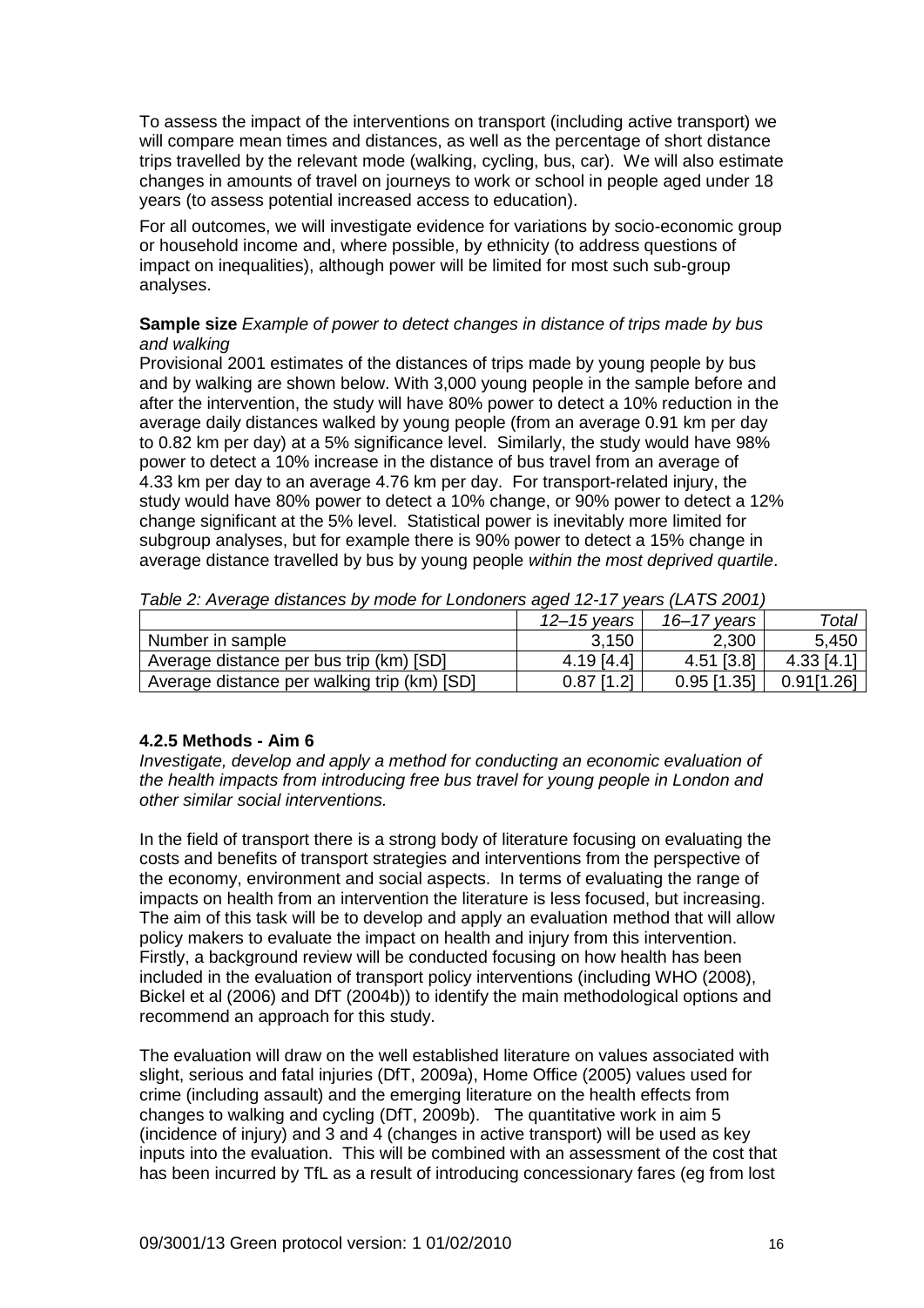To assess the impact of the interventions on transport (including active transport) we will compare mean times and distances, as well as the percentage of short distance trips travelled by the relevant mode (walking, cycling, bus, car). We will also estimate changes in amounts of travel on journeys to work or school in people aged under 18 years (to assess potential increased access to education).

For all outcomes, we will investigate evidence for variations by socio-economic group or household income and, where possible, by ethnicity (to address questions of impact on inequalities), although power will be limited for most such sub-group analyses.

**Sample size** *Example of power to detect changes in distance of trips made by bus and walking*

Provisional 2001 estimates of the distances of trips made by young people by bus and by walking are shown below. With 3,000 young people in the sample before and after the intervention, the study will have 80% power to detect a 10% reduction in the average daily distances walked by young people (from an average 0.91 km per day to 0.82 km per day) at a 5% significance level. Similarly, the study would have 98% power to detect a 10% increase in the distance of bus travel from an average of 4.33 km per day to an average 4.76 km per day. For transport-related injury, the study would have 80% power to detect a 10% change, or 90% power to detect a 12% change significant at the 5% level. Statistical power is inevitably more limited for subgroup analyses, but for example there is 90% power to detect a 15% change in average distance travelled by bus by young people *within the most deprived quartile*.

*Table 2: Average distances by mode for Londoners aged 12-17 years (LATS 2001)*

| | *12–15 years* | *16–17 years* | *Total* |
|---|---|---|---|
| Number in sample | 3,150 | 2,300 | 5,450 |
| Average distance per bus trip (km) [SD] | 4.19 [4.4] | 4.51 [3.8] | 4.33 [4.1] |
| Average distance per walking trip (km) [SD] | 0.87 [1.2] | 0.95 [1.35] | 0.91[1.26] |

**4.2.5 Methods - Aim 6**

*Investigate, develop and apply a method for conducting an economic evaluation of the health impacts from introducing free bus travel for young people in London and other similar social interventions.*

In the field of transport there is a strong body of literature focusing on evaluating the costs and benefits of transport strategies and interventions from the perspective of the economy, environment and social aspects. In terms of evaluating the range of impacts on health from an intervention the literature is less focused, but increasing. The aim of this task will be to develop and apply an evaluation method that will allow policy makers to evaluate the impact on health and injury from this intervention. Firstly, a background review will be conducted focusing on how health has been included in the evaluation of transport policy interventions (including WHO (2008), Bickel et al (2006) and DfT (2004b)) to identify the main methodological options and recommend an approach for this study.

The evaluation will draw on the well established literature on values associated with slight, serious and fatal injuries (DfT, 2009a), Home Office (2005) values used for crime (including assault) and the emerging literature on the health effects from changes to walking and cycling (DfT, 2009b). The quantitative work in aim 5 (incidence of injury) and 3 and 4 (changes in active transport) will be used as key inputs into the evaluation. This will be combined with an assessment of the cost that has been incurred by TfL as a result of introducing concessionary fares (eg from lost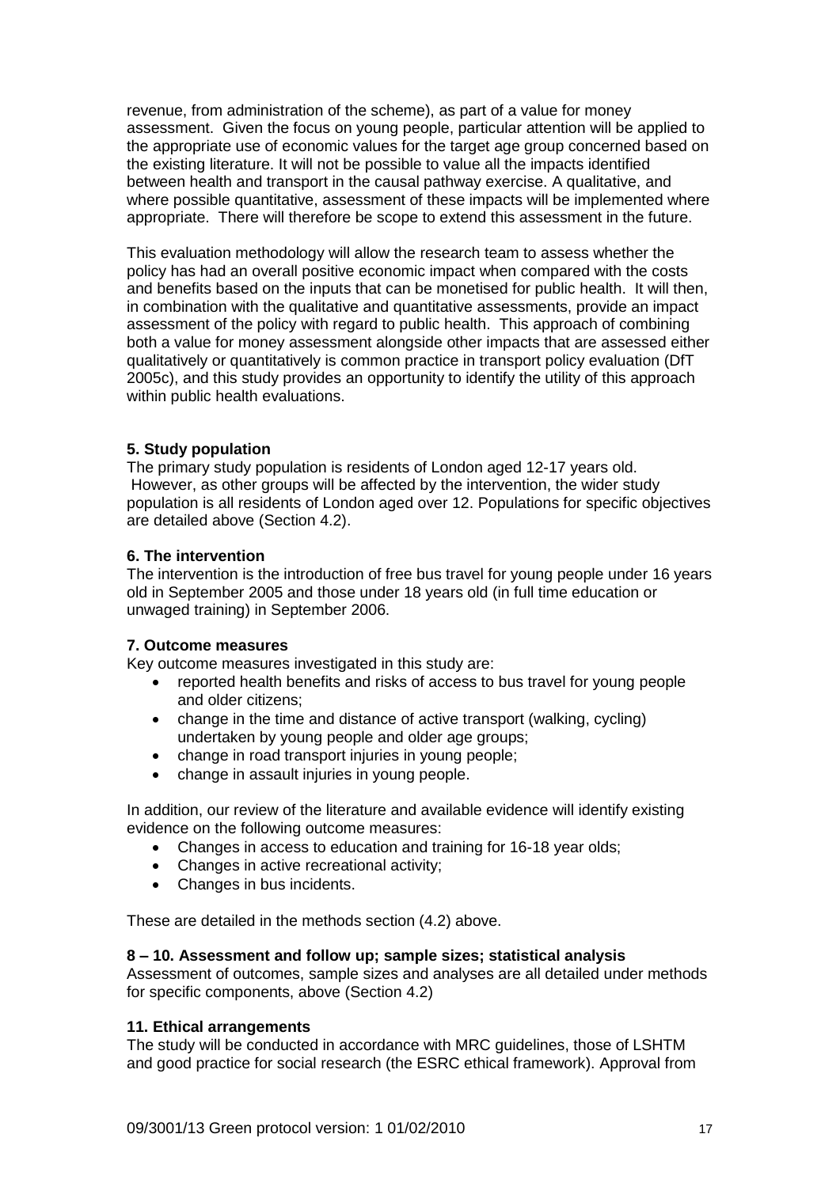revenue, from administration of the scheme), as part of a value for money assessment. Given the focus on young people, particular attention will be applied to the appropriate use of economic values for the target age group concerned based on the existing literature. It will not be possible to value all the impacts identified between health and transport in the causal pathway exercise. A qualitative, and where possible quantitative, assessment of these impacts will be implemented where appropriate. There will therefore be scope to extend this assessment in the future.

This evaluation methodology will allow the research team to assess whether the policy has had an overall positive economic impact when compared with the costs and benefits based on the inputs that can be monetised for public health. It will then, in combination with the qualitative and quantitative assessments, provide an impact assessment of the policy with regard to public health. This approach of combining both a value for money assessment alongside other impacts that are assessed either qualitatively or quantitatively is common practice in transport policy evaluation (DfT 2005c), and this study provides an opportunity to identify the utility of this approach within public health evaluations.

**5. Study population**

The primary study population is residents of London aged 12-17 years old. However, as other groups will be affected by the intervention, the wider study population is all residents of London aged over 12. Populations for specific objectives are detailed above (Section 4.2).

**6. The intervention**

The intervention is the introduction of free bus travel for young people under 16 years old in September 2005 and those under 18 years old (in full time education or unwaged training) in September 2006.

**7. Outcome measures**

Key outcome measures investigated in this study are:

- reported health benefits and risks of access to bus travel for young people and older citizens;
- change in the time and distance of active transport (walking, cycling) undertaken by young people and older age groups;
- change in road transport injuries in young people;
- change in assault injuries in young people.

In addition, our review of the literature and available evidence will identify existing evidence on the following outcome measures:

- Changes in access to education and training for 16-18 year olds;
- Changes in active recreational activity;
- Changes in bus incidents.

These are detailed in the methods section (4.2) above.

**8 – 10. Assessment and follow up; sample sizes; statistical analysis**

Assessment of outcomes, sample sizes and analyses are all detailed under methods for specific components, above (Section 4.2)

**11. Ethical arrangements**

The study will be conducted in accordance with MRC guidelines, those of LSHTM and good practice for social research (the ESRC ethical framework). Approval from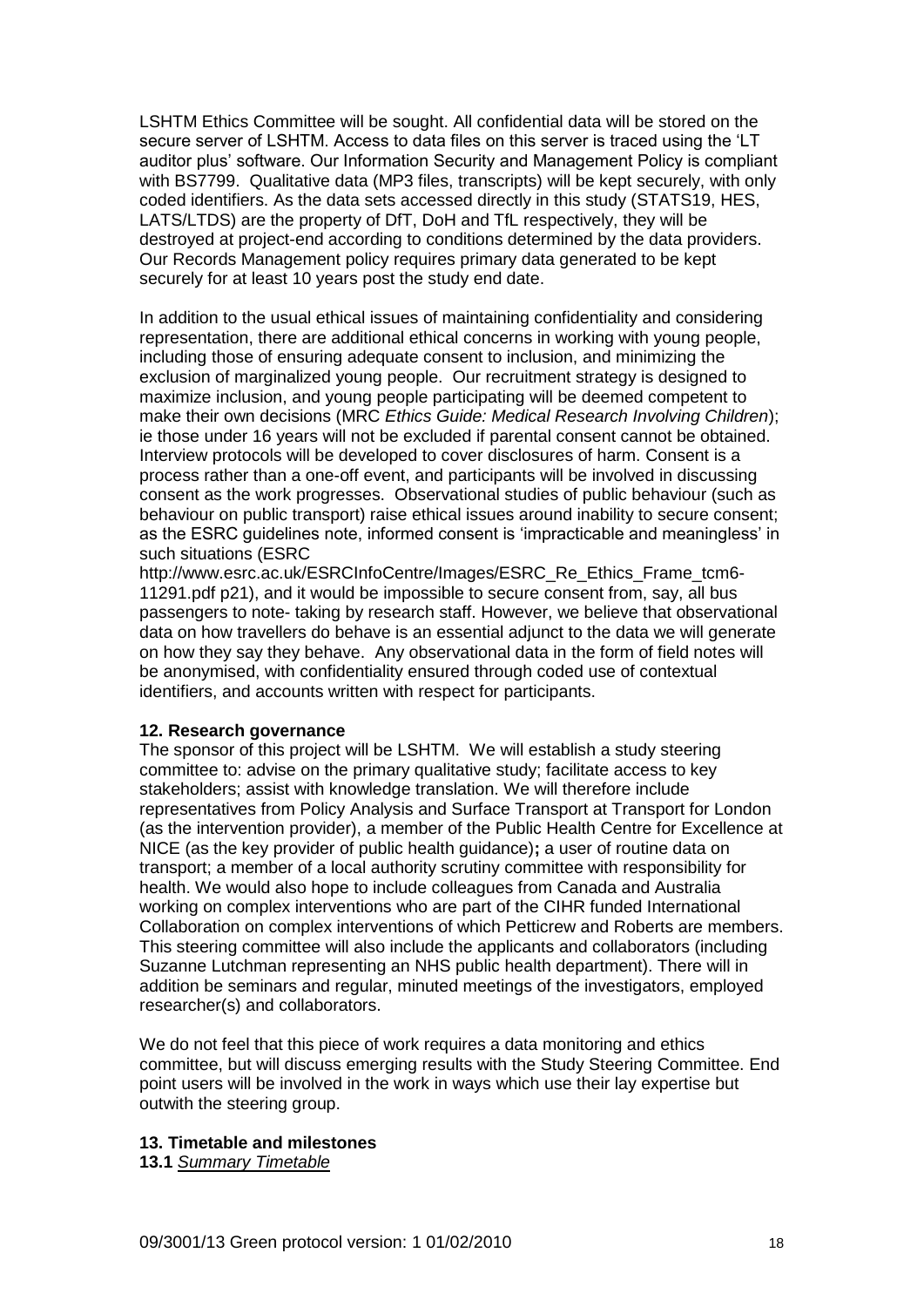LSHTM Ethics Committee will be sought. All confidential data will be stored on the secure server of LSHTM. Access to data files on this server is traced using the 'LT auditor plus' software. Our Information Security and Management Policy is compliant with BS7799. Qualitative data (MP3 files, transcripts) will be kept securely, with only coded identifiers. As the data sets accessed directly in this study (STATS19, HES, LATS/LTDS) are the property of DfT, DoH and TfL respectively, they will be destroyed at project-end according to conditions determined by the data providers. Our Records Management policy requires primary data generated to be kept securely for at least 10 years post the study end date.

In addition to the usual ethical issues of maintaining confidentiality and considering representation, there are additional ethical concerns in working with young people, including those of ensuring adequate consent to inclusion, and minimizing the exclusion of marginalized young people. Our recruitment strategy is designed to maximize inclusion, and young people participating will be deemed competent to make their own decisions (MRC *Ethics Guide: Medical Research Involving Children*); ie those under 16 years will not be excluded if parental consent cannot be obtained. Interview protocols will be developed to cover disclosures of harm. Consent is a process rather than a one-off event, and participants will be involved in discussing consent as the work progresses. Observational studies of public behaviour (such as behaviour on public transport) raise ethical issues around inability to secure consent; as the ESRC guidelines note, informed consent is 'impracticable and meaningless' in such situations (ESRC http://www.esrc.ac.uk/ESRCInfoCentre/Images/ESRC_Re_Ethics_Frame_tcm6-11291.pdf p21), and it would be impossible to secure consent from, say, all bus passengers to note- taking by research staff. However, we believe that observational data on how travellers do behave is an essential adjunct to the data we will generate on how they say they behave. Any observational data in the form of field notes will be anonymised, with confidentiality ensured through coded use of contextual identifiers, and accounts written with respect for participants.

**12. Research governance**

The sponsor of this project will be LSHTM. We will establish a study steering committee to: advise on the primary qualitative study; facilitate access to key stakeholders; assist with knowledge translation. We will therefore include representatives from Policy Analysis and Surface Transport at Transport for London (as the intervention provider), a member of the Public Health Centre for Excellence at NICE (as the key provider of public health guidance)**;** a user of routine data on transport; a member of a local authority scrutiny committee with responsibility for health. We would also hope to include colleagues from Canada and Australia working on complex interventions who are part of the CIHR funded International Collaboration on complex interventions of which Petticrew and Roberts are members. This steering committee will also include the applicants and collaborators (including Suzanne Lutchman representing an NHS public health department). There will in addition be seminars and regular, minuted meetings of the investigators, employed researcher(s) and collaborators.

We do not feel that this piece of work requires a data monitoring and ethics committee, but will discuss emerging results with the Study Steering Committee. End point users will be involved in the work in ways which use their lay expertise but outwith the steering group.

**13. Timetable and milestones**

**13.1** *Summary Timetable*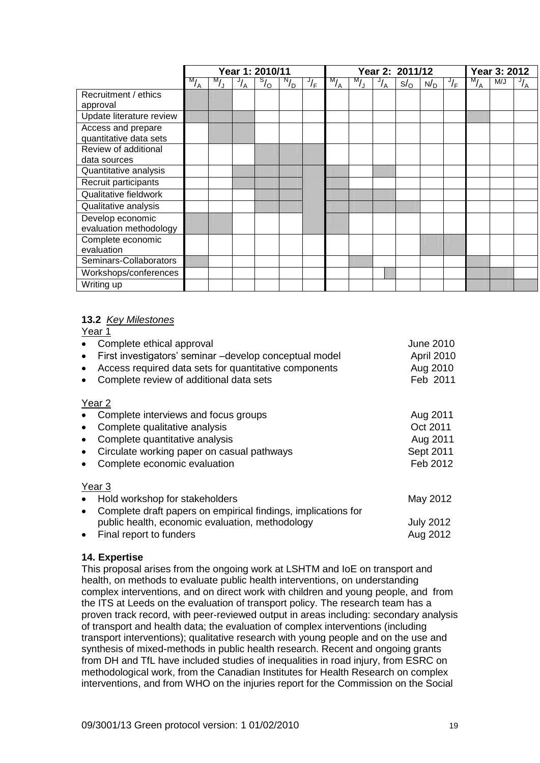| | Year 1: 2010/11 | | | | | | Year 2: 2011/12 | | | | | | Year 3: 2012 | | |
|---|---|---|---|---|---|---|---|---|---|---|---|---|---|---|---|
| | M/A | M/J | J/A | S/O | N/D | J/F | M/A | M/J | J/A | S/O | N/D | J/F | M/A | M/J | J/A |
| Recruitment / ethics approval | ■ | ■ | | | | | | | | | | | | | |
| Update literature review | ■ | ■ | ■ | | | | | | | | | | ■ | | |
| Access and prepare quantitative data sets | | ■ | ■ | | | | | | | | | | | | |
| Review of additional data sources | | | | ■ | ■ | ■ | | | | | | | | | |
| Quantitative analysis | | | ■ | ■ | ■ | ■ | ■ | | ■ | | | | | | |
| Recruit participants | | | ■ | ■ | ■ | ■ | ■ | | | | | | | | |
| Qualitative fieldwork | | | | ■ | ■ | ■ | ■ | ■ | ■ | | | | | | |
| Qualitative analysis | | | | ■ | ■ | ■ | ■ | ■ | ■ | ■ | | | | | |
| Develop economic evaluation methodology | ■ | ■ | | | | ■ | ■ | | | | | | | | |
| Complete economic evaluation | | | | | | | | | | | ■ | ■ | | | |
| Seminars-Collaborators | ■ | | | | | | | ■ | | | | | ■ | | |
| Workshops/conferences | | | | | | | | | ■ | | | | ■ | ■ | |
| Writing up | | | | | | | | | | | | | ■ | ■ | ■ |

**13.2** *Key Milestones*

Year 1

- Complete ethical approval — June 2010
- First investigators' seminar –develop conceptual model — April 2010
- Access required data sets for quantitative components — Aug 2010
- Complete review of additional data sets — Feb 2011

Year 2

- Complete interviews and focus groups — Aug 2011
- Complete qualitative analysis — Oct 2011
- Complete quantitative analysis — Aug 2011
- Circulate working paper on casual pathways — Sept 2011
- Complete economic evaluation — Feb 2012

Year 3

- Hold workshop for stakeholders — May 2012
- Complete draft papers on empirical findings, implications for public health, economic evaluation, methodology — July 2012
- Final report to funders — Aug 2012

**14. Expertise**

This proposal arises from the ongoing work at LSHTM and IoE on transport and health, on methods to evaluate public health interventions, on understanding complex interventions, and on direct work with children and young people, and from the ITS at Leeds on the evaluation of transport policy. The research team has a proven track record, with peer-reviewed output in areas including: secondary analysis of transport and health data; the evaluation of complex interventions (including transport interventions); qualitative research with young people and on the use and synthesis of mixed-methods in public health research. Recent and ongoing grants from DH and TfL have included studies of inequalities in road injury, from ESRC on methodological work, from the Canadian Institutes for Health Research on complex interventions, and from WHO on the injuries report for the Commission on the Social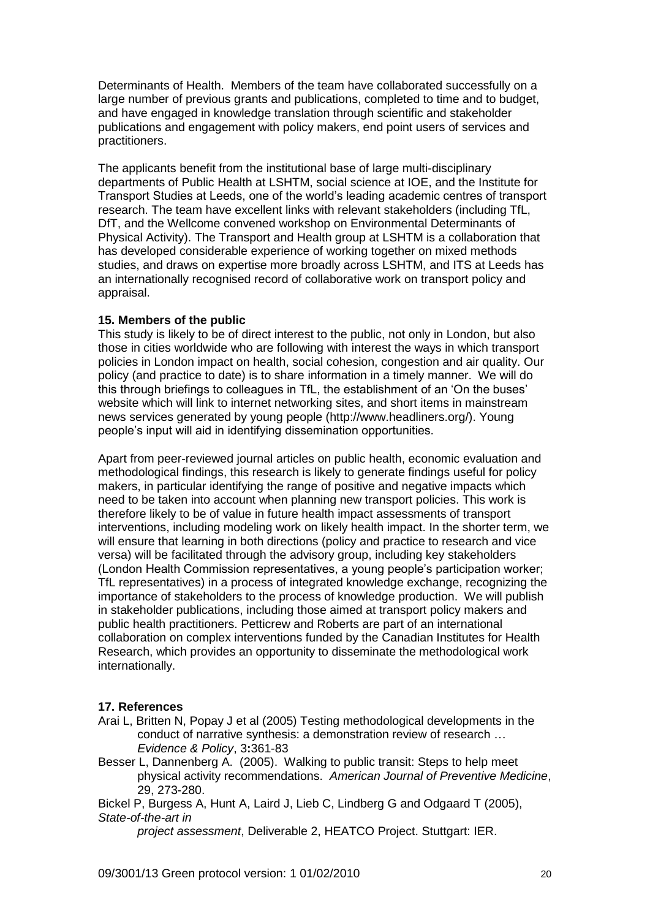Determinants of Health. Members of the team have collaborated successfully on a large number of previous grants and publications, completed to time and to budget, and have engaged in knowledge translation through scientific and stakeholder publications and engagement with policy makers, end point users of services and practitioners.

The applicants benefit from the institutional base of large multi-disciplinary departments of Public Health at LSHTM, social science at IOE, and the Institute for Transport Studies at Leeds, one of the world's leading academic centres of transport research. The team have excellent links with relevant stakeholders (including TfL, DfT, and the Wellcome convened workshop on Environmental Determinants of Physical Activity). The Transport and Health group at LSHTM is a collaboration that has developed considerable experience of working together on mixed methods studies, and draws on expertise more broadly across LSHTM, and ITS at Leeds has an internationally recognised record of collaborative work on transport policy and appraisal.

**15. Members of the public**

This study is likely to be of direct interest to the public, not only in London, but also those in cities worldwide who are following with interest the ways in which transport policies in London impact on health, social cohesion, congestion and air quality. Our policy (and practice to date) is to share information in a timely manner. We will do this through briefings to colleagues in TfL, the establishment of an 'On the buses' website which will link to internet networking sites, and short items in mainstream news services generated by young people (http://www.headliners.org/). Young people's input will aid in identifying dissemination opportunities.

Apart from peer-reviewed journal articles on public health, economic evaluation and methodological findings, this research is likely to generate findings useful for policy makers, in particular identifying the range of positive and negative impacts which need to be taken into account when planning new transport policies. This work is therefore likely to be of value in future health impact assessments of transport interventions, including modeling work on likely health impact. In the shorter term, we will ensure that learning in both directions (policy and practice to research and vice versa) will be facilitated through the advisory group, including key stakeholders (London Health Commission representatives, a young people's participation worker; TfL representatives) in a process of integrated knowledge exchange, recognizing the importance of stakeholders to the process of knowledge production. We will publish in stakeholder publications, including those aimed at transport policy makers and public health practitioners. Petticrew and Roberts are part of an international collaboration on complex interventions funded by the Canadian Institutes for Health Research, which provides an opportunity to disseminate the methodological work internationally.

**17. References**

Arai L, Britten N, Popay J et al (2005) Testing methodological developments in the conduct of narrative synthesis: a demonstration review of research … *Evidence & Policy*, 3**:**361-83

Besser L, Dannenberg A. (2005). Walking to public transit: Steps to help meet physical activity recommendations. *American Journal of Preventive Medicine*, 29, 273-280.

Bickel P, Burgess A, Hunt A, Laird J, Lieb C, Lindberg G and Odgaard T (2005), *State-of-the-art in project assessment*, Deliverable 2, HEATCO Project. Stuttgart: IER.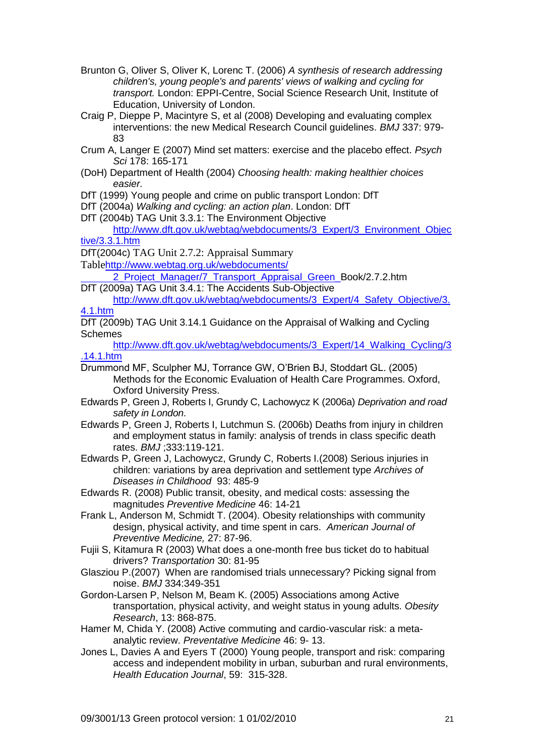Brunton G, Oliver S, Oliver K, Lorenc T. (2006) *A synthesis of research addressing children's, young people's and parents' views of walking and cycling for transport.* London: EPPI-Centre, Social Science Research Unit, Institute of Education, University of London.

Craig P, Dieppe P, Macintyre S, et al (2008) Developing and evaluating complex interventions: the new Medical Research Council guidelines. *BMJ* 337: 979-83

Crum A, Langer E (2007) Mind set matters: exercise and the placebo effect. *Psych Sci* 178: 165-171

(DoH) Department of Health (2004) *Choosing health: making healthier choices easier.*

DfT (1999) Young people and crime on public transport London: DfT

DfT (2004a) *Walking and cycling: an action plan*. London: DfT

DfT (2004b) TAG Unit 3.3.1: The Environment Objective http://www.dft.gov.uk/webtag/webdocuments/3_Expert/3_Environment_Objective/3.3.1.htm

DfT(2004c) TAG Unit 2.7.2: Appraisal Summary Tablehttp://www.webtag.org.uk/webdocuments/2_Project_Manager/7_Transport_Appraisal_Green_Book/2.7.2.htm

DfT (2009a) TAG Unit 3.4.1: The Accidents Sub-Objective http://www.dft.gov.uk/webtag/webdocuments/3_Expert/4_Safety_Objective/3.4.1.htm

DfT (2009b) TAG Unit 3.14.1 Guidance on the Appraisal of Walking and Cycling Schemes http://www.dft.gov.uk/webtag/webdocuments/3_Expert/14_Walking_Cycling/3.14.1.htm

Drummond MF, Sculpher MJ, Torrance GW, O'Brien BJ, Stoddart GL. (2005) Methods for the Economic Evaluation of Health Care Programmes. Oxford, Oxford University Press.

Edwards P, Green J, Roberts I, Grundy C, Lachowycz K (2006a) *Deprivation and road safety in London*.

Edwards P, Green J, Roberts I, Lutchmun S. (2006b) Deaths from injury in children and employment status in family: analysis of trends in class specific death rates. *BMJ* ;333:119-121.

Edwards P, Green J, Lachowycz, Grundy C, Roberts I.(2008) Serious injuries in children: variations by area deprivation and settlement type *Archives of Diseases in Childhood* 93: 485-9

Edwards R. (2008) Public transit, obesity, and medical costs: assessing the magnitudes *Preventive Medicine* 46: 14-21

Frank L, Anderson M, Schmidt T. (2004). Obesity relationships with community design, physical activity, and time spent in cars. *American Journal of Preventive Medicine,* 27: 87-96.

Fujii S, Kitamura R (2003) What does a one-month free bus ticket do to habitual drivers? *Transportation* 30: 81-95

Glasziou P.(2007) When are randomised trials unnecessary? Picking signal from noise. *BMJ* 334:349-351

Gordon-Larsen P, Nelson M, Beam K. (2005) Associations among Active transportation, physical activity, and weight status in young adults. *Obesity Research*, 13: 868-875.

Hamer M, Chida Y. (2008) Active commuting and cardio-vascular risk: a meta-analytic review. *Preventative Medicine* 46: 9- 13.

Jones L, Davies A and Eyers T (2000) Young people, transport and risk: comparing access and independent mobility in urban, suburban and rural environments, *Health Education Journal*, 59: 315-328.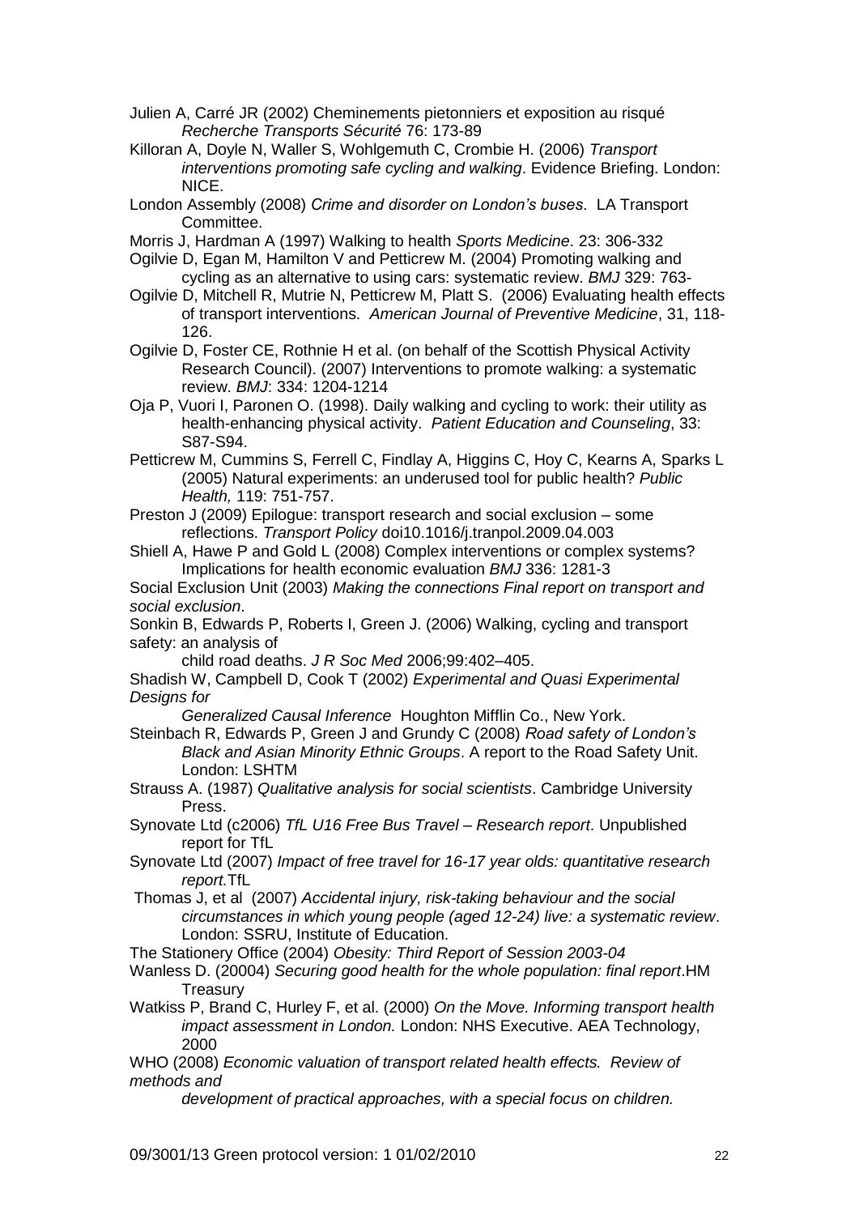Julien A, Carré JR (2002) Cheminements pietonniers et exposition au risqué *Recherche Transports Sécurité* 76: 173-89

Killoran A, Doyle N, Waller S, Wohlgemuth C, Crombie H. (2006) *Transport interventions promoting safe cycling and walking*. Evidence Briefing. London: NICE.

London Assembly (2008) *Crime and disorder on London's buses*. LA Transport Committee.

Morris J, Hardman A (1997) Walking to health *Sports Medicine*. 23: 306-332

Ogilvie D, Egan M, Hamilton V and Petticrew M. (2004) Promoting walking and cycling as an alternative to using cars: systematic review. *BMJ* 329: 763-

Ogilvie D, Mitchell R, Mutrie N, Petticrew M, Platt S. (2006) Evaluating health effects of transport interventions. *American Journal of Preventive Medicine*, 31, 118-126.

Ogilvie D, Foster CE, Rothnie H et al. (on behalf of the Scottish Physical Activity Research Council). (2007) Interventions to promote walking: a systematic review. *BMJ*: 334: 1204-1214

Oja P, Vuori I, Paronen O. (1998). Daily walking and cycling to work: their utility as health-enhancing physical activity. *Patient Education and Counseling*, 33: S87-S94.

Petticrew M, Cummins S, Ferrell C, Findlay A, Higgins C, Hoy C, Kearns A, Sparks L (2005) Natural experiments: an underused tool for public health? *Public Health,* 119: 751-757.

Preston J (2009) Epilogue: transport research and social exclusion – some reflections. *Transport Policy* doi10.1016/j.tranpol.2009.04.003

Shiell A, Hawe P and Gold L (2008) Complex interventions or complex systems? Implications for health economic evaluation *BMJ* 336: 1281-3

Social Exclusion Unit (2003) *Making the connections Final report on transport and social exclusion*.

Sonkin B, Edwards P, Roberts I, Green J. (2006) Walking, cycling and transport safety: an analysis of child road deaths. *J R Soc Med* 2006;99:402–405.

Shadish W, Campbell D, Cook T (2002) *Experimental and Quasi Experimental Designs for Generalized Causal Inference* Houghton Mifflin Co., New York.

Steinbach R, Edwards P, Green J and Grundy C (2008) *Road safety of London's Black and Asian Minority Ethnic Groups*. A report to the Road Safety Unit. London: LSHTM

Strauss A. (1987) *Qualitative analysis for social scientists*. Cambridge University Press.

Synovate Ltd (c2006) *TfL U16 Free Bus Travel – Research report*. Unpublished report for TfL

Synovate Ltd (2007) *Impact of free travel for 16-17 year olds: quantitative research report.*TfL

Thomas J, et al (2007) *Accidental injury, risk-taking behaviour and the social circumstances in which young people (aged 12-24) live: a systematic review*. London: SSRU, Institute of Education.

The Stationery Office (2004) *Obesity: Third Report of Session 2003-04*

Wanless D. (20004) *Securing good health for the whole population: final report*.HM Treasury

Watkiss P, Brand C, Hurley F, et al. (2000) *On the Move. Informing transport health impact assessment in London.* London: NHS Executive. AEA Technology, 2000

WHO (2008) *Economic valuation of transport related health effects. Review of methods and development of practical approaches, with a special focus on children.*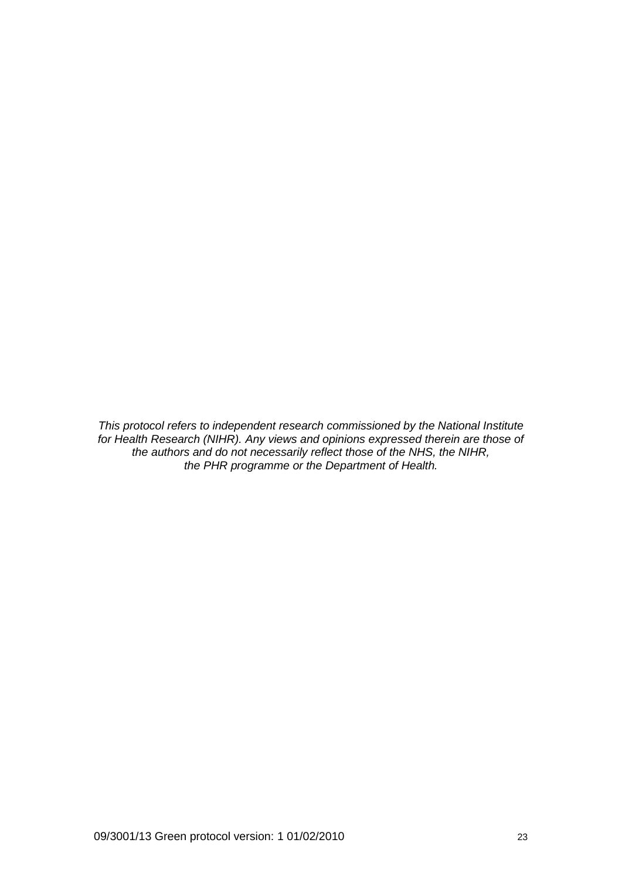*This protocol refers to independent research commissioned by the National Institute for Health Research (NIHR). Any views and opinions expressed therein are those of the authors and do not necessarily reflect those of the NHS, the NIHR, the PHR programme or the Department of Health.*